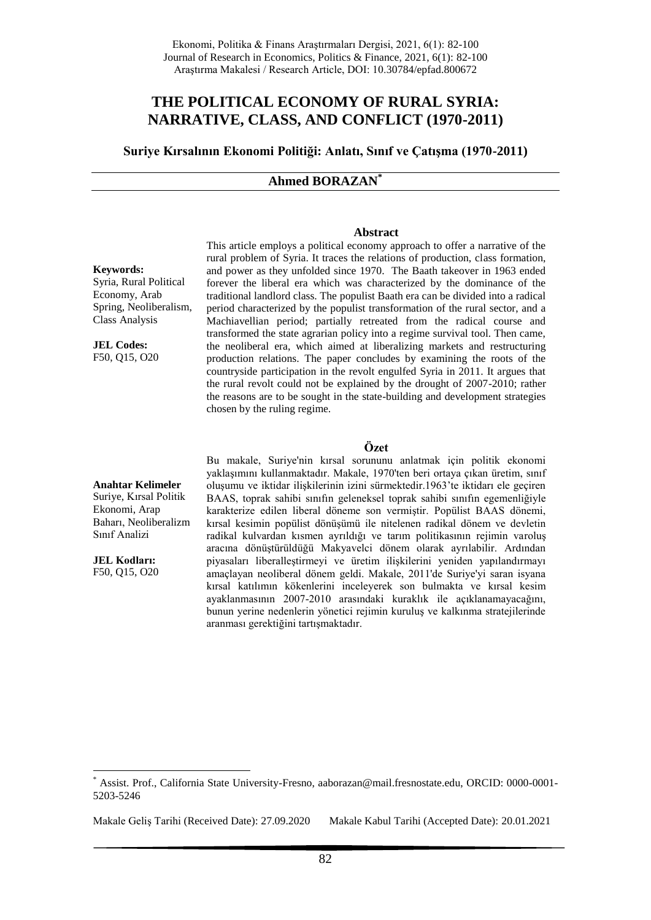# THE POLITICAL ECONOMY OF RURAL SYRIA: NARRATIVE, CLASS, AND CONFLICT (1970-2011)

## Suriye Kırsalının Ekonomi Politiği: Anlatı, Sınıf ve Çatışma (1970-2011)

**Ahmed BORAZAN***

### Abstract

**Keywords:**
Syria, Rural Political Economy, Arab Spring, Neoliberalism, Class Analysis

**JEL Codes:**
F50, Q15, O20

This article employs a political economy approach to offer a narrative of the rural problem of Syria. It traces the relations of production, class formation, and power as they unfolded since 1970. The Baath takeover in 1963 ended forever the liberal era which was characterized by the dominance of the traditional landlord class. The populist Baath era can be divided into a radical period characterized by the populist transformation of the rural sector, and a Machiavellian period; partially retreated from the radical course and transformed the state agrarian policy into a regime survival tool. Then came, the neoliberal era, which aimed at liberalizing markets and restructuring production relations. The paper concludes by examining the roots of the countryside participation in the revolt engulfed Syria in 2011. It argues that the rural revolt could not be explained by the drought of 2007-2010; rather the reasons are to be sought in the state-building and development strategies chosen by the ruling regime.

### Özet

**Anahtar Kelimeler**
Suriye, Kırsal Politik Ekonomi, Arap Baharı, Neoliberalizm Sınıf Analizi

**JEL Kodları:**
F50, Q15, O20

Bu makale, Suriye'nin kırsal sorununu anlatmak için politik ekonomi yaklaşımını kullanmaktadır. Makale, 1970'ten beri ortaya çıkan üretim, sınıf oluşumu ve iktidar ilişkilerinin izini sürmektedir.1963'te iktidarı ele geçiren BAAS, toprak sahibi sınıfın geleneksel toprak sahibi sınıfın egemenliğiyle karakterize edilen liberal döneme son vermiştir. Popülist BAAS dönemi, kırsal kesimin popülist dönüşümü ile nitelenen radikal dönem ve devletin radikal kulvardan kısmen ayrıldığı ve tarım politikasının rejimin varoluş aracına dönüştürüldüğü Makyavelci dönem olarak ayrılabilir. Ardından piyasaları liberalleştirmeyi ve üretim ilişkilerini yeniden yapılandırmayı amaçlayan neoliberal dönem geldi. Makale, 2011'de Suriye'yi saran isyana kırsal katılımın kökenlerini inceleyerek son bulmakta ve kırsal kesim ayaklanmasının 2007-2010 arasındaki kuraklık ile açıklanamayacağını, bunun yerine nedenlerin yönetici rejimin kuruluş ve kalkınma stratejilerinde aranması gerektiğini tartışmaktadır.

---

* Assist. Prof., California State University-Fresno, aaborazan@mail.fresnostate.edu, ORCID: 0000-0001-5203-5246

Makale Geliş Tarihi (Received Date): 27.09.2020 Makale Kabul Tarihi (Accepted Date): 20.01.2021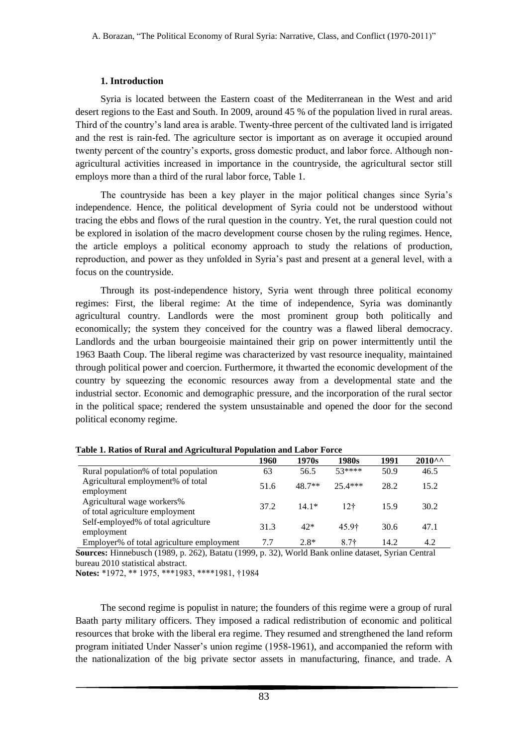### 1. Introduction

Syria is located between the Eastern coast of the Mediterranean in the West and arid desert regions to the East and South. In 2009, around 45 % of the population lived in rural areas. Third of the country's land area is arable. Twenty-three percent of the cultivated land is irrigated and the rest is rain-fed. The agriculture sector is important as on average it occupied around twenty percent of the country's exports, gross domestic product, and labor force. Although non-agricultural activities increased in importance in the countryside, the agricultural sector still employs more than a third of the rural labor force, Table 1.

The countryside has been a key player in the major political changes since Syria's independence. Hence, the political development of Syria could not be understood without tracing the ebbs and flows of the rural question in the country. Yet, the rural question could not be explored in isolation of the macro development course chosen by the ruling regimes. Hence, the article employs a political economy approach to study the relations of production, reproduction, and power as they unfolded in Syria's past and present at a general level, with a focus on the countryside.

Through its post-independence history, Syria went through three political economy regimes: First, the liberal regime: At the time of independence, Syria was dominantly agricultural country. Landlords were the most prominent group both politically and economically; the system they conceived for the country was a flawed liberal democracy. Landlords and the urban bourgeoisie maintained their grip on power intermittently until the 1963 Baath Coup. The liberal regime was characterized by vast resource inequality, maintained through political power and coercion. Furthermore, it thwarted the economic development of the country by squeezing the economic resources away from a developmental state and the industrial sector. Economic and demographic pressure, and the incorporation of the rural sector in the political space; rendered the system unsustainable and opened the door for the second political economy regime.

**Table 1. Ratios of Rural and Agricultural Population and Labor Force**

| | 1960 | 1970s | 1980s | 1991 | 2010^^ |
|---|---|---|---|---|---|
| Rural population% of total population | 63 | 56.5 | 53**** | 50.9 | 46.5 |
| Agricultural employment% of total employment | 51.6 | 48.7** | 25.4*** | 28.2 | 15.2 |
| Agricultural wage workers% of total agriculture employment | 37.2 | 14.1* | 12† | 15.9 | 30.2 |
| Self-employed% of total agriculture employment | 31.3 | 42* | 45.9† | 30.6 | 47.1 |
| Employer% of total agriculture employment | 7.7 | 2.8* | 8.7† | 14.2 | 4.2 |

**Sources:** Hinnebusch (1989, p. 262), Batatu (1999, p. 32), World Bank online dataset, Syrian Central bureau 2010 statistical abstract.

**Notes:** *1972, ** 1975, ***1983, ****1981, †1984

The second regime is populist in nature; the founders of this regime were a group of rural Baath party military officers. They imposed a radical redistribution of economic and political resources that broke with the liberal era regime. They resumed and strengthened the land reform program initiated Under Nasser's union regime (1958-1961), and accompanied the reform with the nationalization of the big private sector assets in manufacturing, finance, and trade. A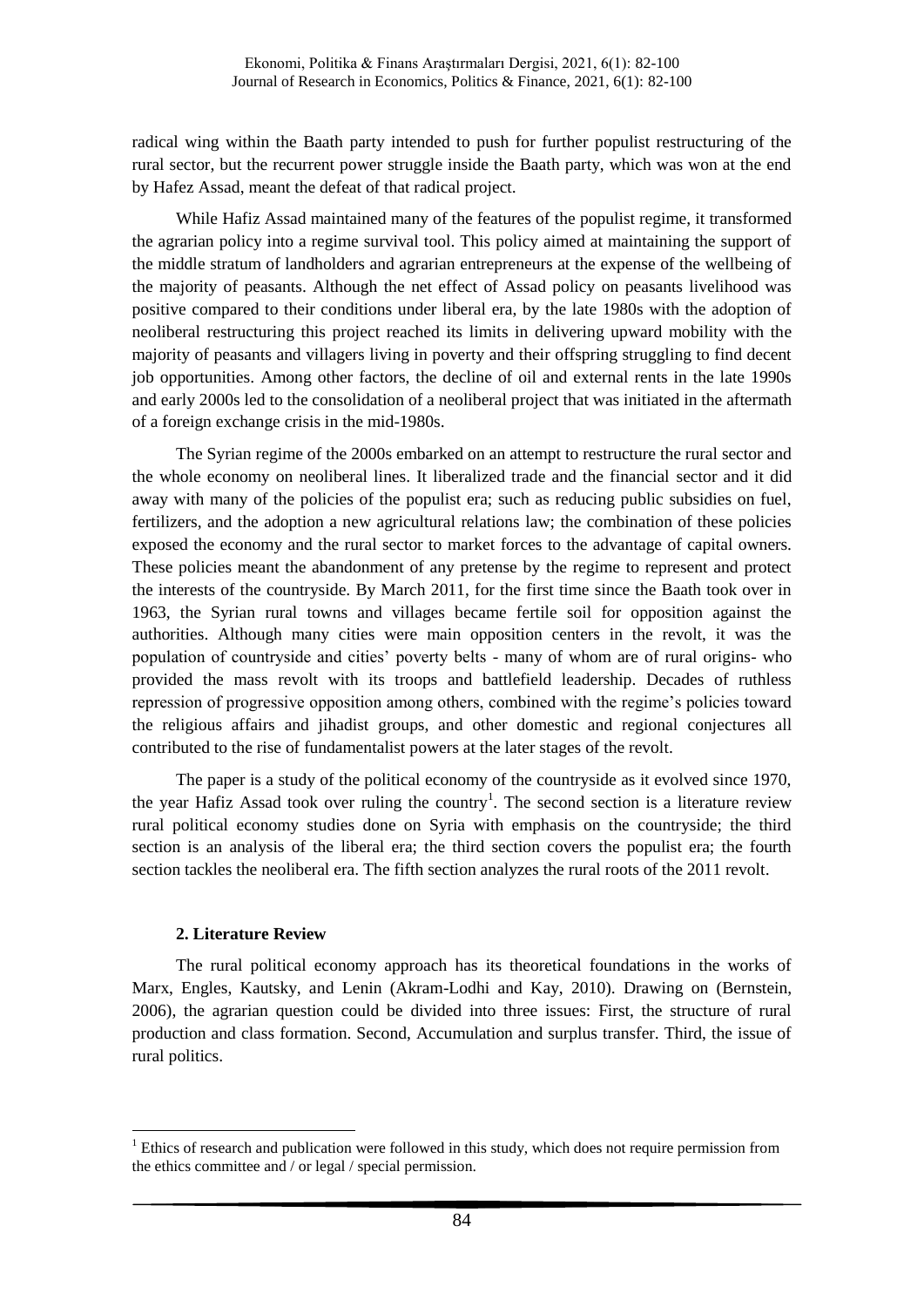radical wing within the Baath party intended to push for further populist restructuring of the rural sector, but the recurrent power struggle inside the Baath party, which was won at the end by Hafez Assad, meant the defeat of that radical project.

While Hafiz Assad maintained many of the features of the populist regime, it transformed the agrarian policy into a regime survival tool. This policy aimed at maintaining the support of the middle stratum of landholders and agrarian entrepreneurs at the expense of the wellbeing of the majority of peasants. Although the net effect of Assad policy on peasants livelihood was positive compared to their conditions under liberal era, by the late 1980s with the adoption of neoliberal restructuring this project reached its limits in delivering upward mobility with the majority of peasants and villagers living in poverty and their offspring struggling to find decent job opportunities. Among other factors, the decline of oil and external rents in the late 1990s and early 2000s led to the consolidation of a neoliberal project that was initiated in the aftermath of a foreign exchange crisis in the mid-1980s.

The Syrian regime of the 2000s embarked on an attempt to restructure the rural sector and the whole economy on neoliberal lines. It liberalized trade and the financial sector and it did away with many of the policies of the populist era; such as reducing public subsidies on fuel, fertilizers, and the adoption a new agricultural relations law; the combination of these policies exposed the economy and the rural sector to market forces to the advantage of capital owners. These policies meant the abandonment of any pretense by the regime to represent and protect the interests of the countryside. By March 2011, for the first time since the Baath took over in 1963, the Syrian rural towns and villages became fertile soil for opposition against the authorities. Although many cities were main opposition centers in the revolt, it was the population of countryside and cities' poverty belts - many of whom are of rural origins- who provided the mass revolt with its troops and battlefield leadership. Decades of ruthless repression of progressive opposition among others, combined with the regime's policies toward the religious affairs and jihadist groups, and other domestic and regional conjectures all contributed to the rise of fundamentalist powers at the later stages of the revolt.

The paper is a study of the political economy of the countryside as it evolved since 1970, the year Hafiz Assad took over ruling the country[1]. The second section is a literature review rural political economy studies done on Syria with emphasis on the countryside; the third section is an analysis of the liberal era; the third section covers the populist era; the fourth section tackles the neoliberal era. The fifth section analyzes the rural roots of the 2011 revolt.

## 2. Literature Review

The rural political economy approach has its theoretical foundations in the works of Marx, Engles, Kautsky, and Lenin (Akram-Lodhi and Kay, 2010). Drawing on (Bernstein, 2006), the agrarian question could be divided into three issues: First, the structure of rural production and class formation. Second, Accumulation and surplus transfer. Third, the issue of rural politics.

[1] Ethics of research and publication were followed in this study, which does not require permission from the ethics committee and / or legal / special permission.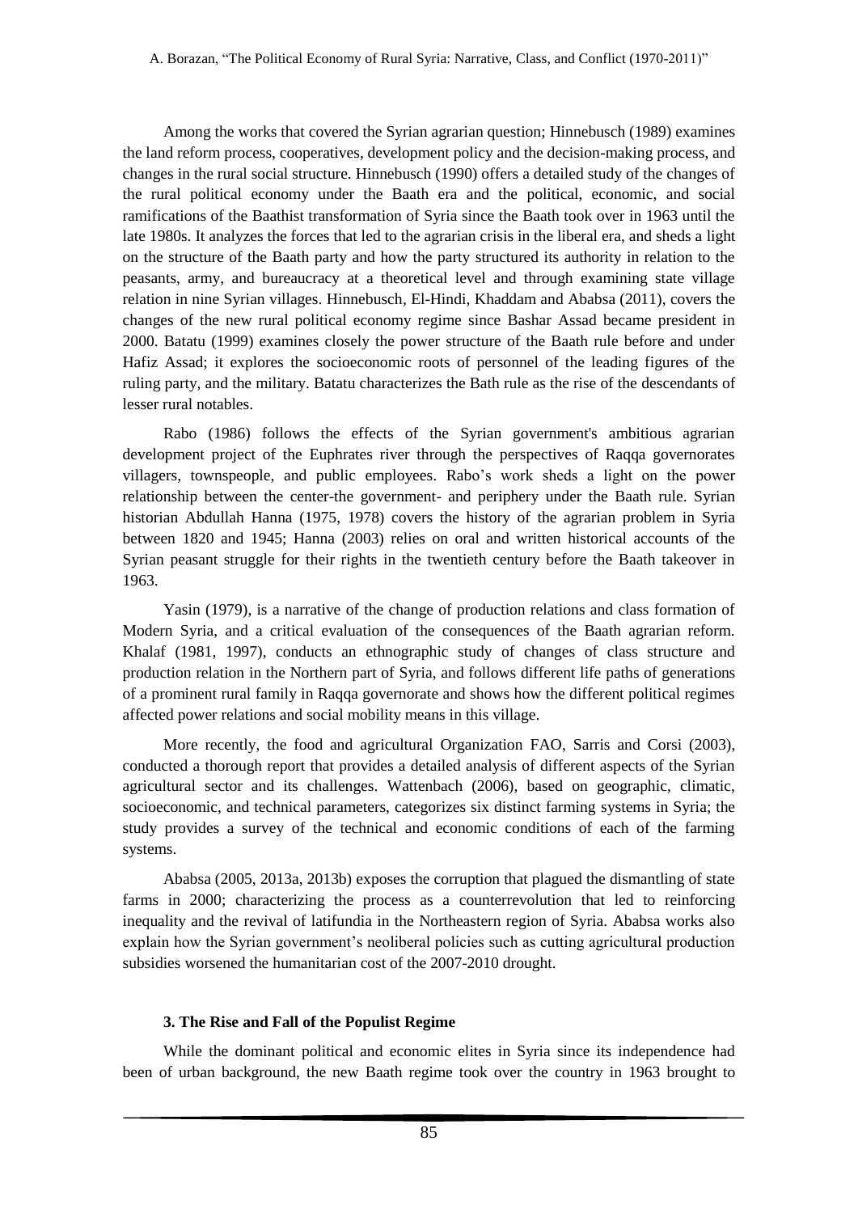Among the works that covered the Syrian agrarian question; Hinnebusch (1989) examines the land reform process, cooperatives, development policy and the decision-making process, and changes in the rural social structure. Hinnebusch (1990) offers a detailed study of the changes of the rural political economy under the Baath era and the political, economic, and social ramifications of the Baathist transformation of Syria since the Baath took over in 1963 until the late 1980s. It analyzes the forces that led to the agrarian crisis in the liberal era, and sheds a light on the structure of the Baath party and how the party structured its authority in relation to the peasants, army, and bureaucracy at a theoretical level and through examining state village relation in nine Syrian villages. Hinnebusch, El-Hindi, Khaddam and Ababsa (2011), covers the changes of the new rural political economy regime since Bashar Assad became president in 2000. Batatu (1999) examines closely the power structure of the Baath rule before and under Hafiz Assad; it explores the socioeconomic roots of personnel of the leading figures of the ruling party, and the military. Batatu characterizes the Bath rule as the rise of the descendants of lesser rural notables.

Rabo (1986) follows the effects of the Syrian government's ambitious agrarian development project of the Euphrates river through the perspectives of Raqqa governorates villagers, townspeople, and public employees. Rabo's work sheds a light on the power relationship between the center-the government- and periphery under the Baath rule. Syrian historian Abdullah Hanna (1975, 1978) covers the history of the agrarian problem in Syria between 1820 and 1945; Hanna (2003) relies on oral and written historical accounts of the Syrian peasant struggle for their rights in the twentieth century before the Baath takeover in 1963.

Yasin (1979), is a narrative of the change of production relations and class formation of Modern Syria, and a critical evaluation of the consequences of the Baath agrarian reform. Khalaf (1981, 1997), conducts an ethnographic study of changes of class structure and production relation in the Northern part of Syria, and follows different life paths of generations of a prominent rural family in Raqqa governorate and shows how the different political regimes affected power relations and social mobility means in this village.

More recently, the food and agricultural Organization FAO, Sarris and Corsi (2003), conducted a thorough report that provides a detailed analysis of different aspects of the Syrian agricultural sector and its challenges. Wattenbach (2006), based on geographic, climatic, socioeconomic, and technical parameters, categorizes six distinct farming systems in Syria; the study provides a survey of the technical and economic conditions of each of the farming systems.

Ababsa (2005, 2013a, 2013b) exposes the corruption that plagued the dismantling of state farms in 2000; characterizing the process as a counterrevolution that led to reinforcing inequality and the revival of latifundia in the Northeastern region of Syria. Ababsa works also explain how the Syrian government's neoliberal policies such as cutting agricultural production subsidies worsened the humanitarian cost of the 2007-2010 drought.

### 3. The Rise and Fall of the Populist Regime

While the dominant political and economic elites in Syria since its independence had been of urban background, the new Baath regime took over the country in 1963 brought to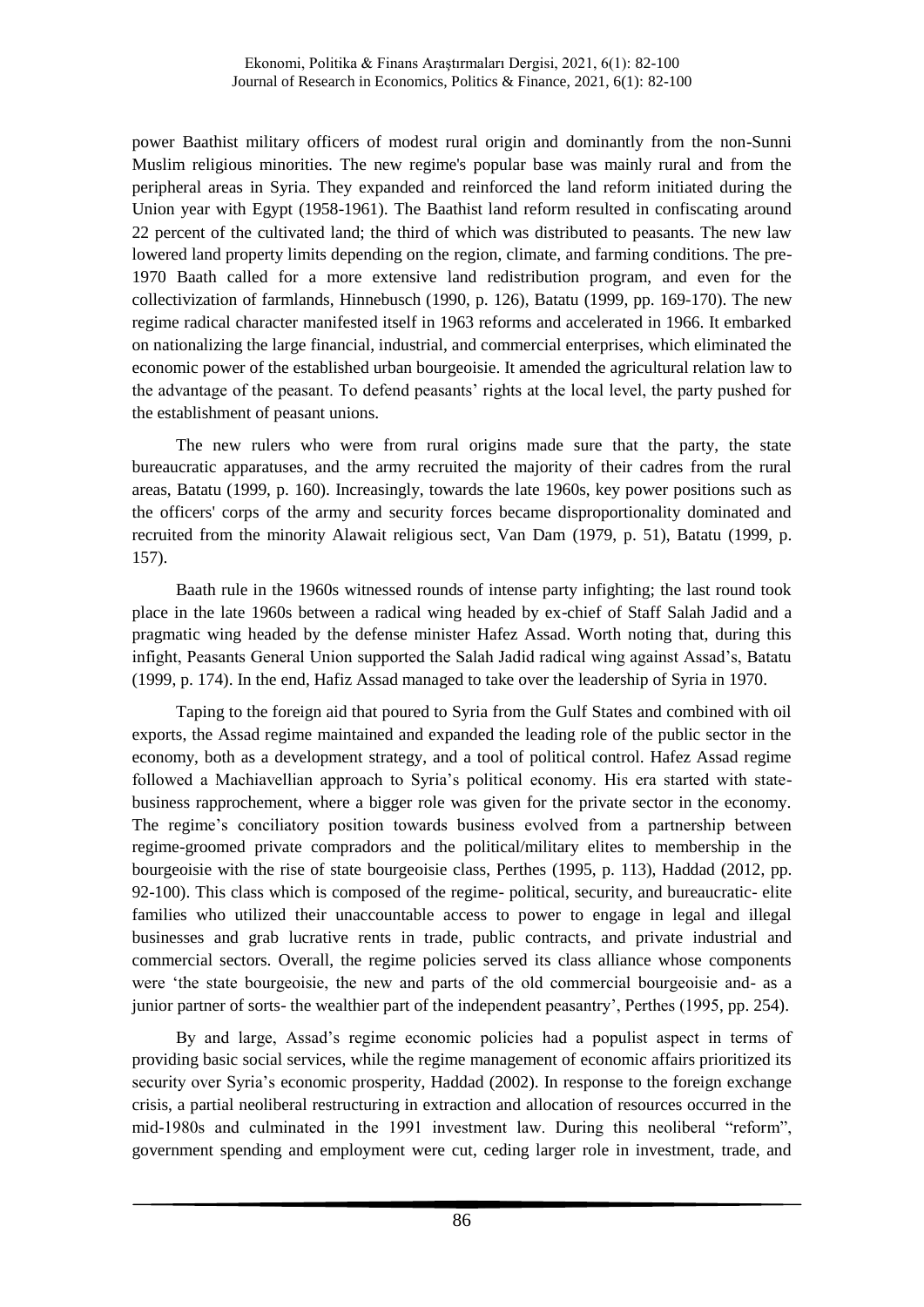power Baathist military officers of modest rural origin and dominantly from the non-Sunni Muslim religious minorities. The new regime's popular base was mainly rural and from the peripheral areas in Syria. They expanded and reinforced the land reform initiated during the Union year with Egypt (1958-1961). The Baathist land reform resulted in confiscating around 22 percent of the cultivated land; the third of which was distributed to peasants. The new law lowered land property limits depending on the region, climate, and farming conditions. The pre-1970 Baath called for a more extensive land redistribution program, and even for the collectivization of farmlands, Hinnebusch (1990, p. 126), Batatu (1999, pp. 169-170). The new regime radical character manifested itself in 1963 reforms and accelerated in 1966. It embarked on nationalizing the large financial, industrial, and commercial enterprises, which eliminated the economic power of the established urban bourgeoisie. It amended the agricultural relation law to the advantage of the peasant. To defend peasants' rights at the local level, the party pushed for the establishment of peasant unions.

The new rulers who were from rural origins made sure that the party, the state bureaucratic apparatuses, and the army recruited the majority of their cadres from the rural areas, Batatu (1999, p. 160). Increasingly, towards the late 1960s, key power positions such as the officers' corps of the army and security forces became disproportionality dominated and recruited from the minority Alawait religious sect, Van Dam (1979, p. 51), Batatu (1999, p. 157).

Baath rule in the 1960s witnessed rounds of intense party infighting; the last round took place in the late 1960s between a radical wing headed by ex-chief of Staff Salah Jadid and a pragmatic wing headed by the defense minister Hafez Assad. Worth noting that, during this infight, Peasants General Union supported the Salah Jadid radical wing against Assad's, Batatu (1999, p. 174). In the end, Hafiz Assad managed to take over the leadership of Syria in 1970.

Taping to the foreign aid that poured to Syria from the Gulf States and combined with oil exports, the Assad regime maintained and expanded the leading role of the public sector in the economy, both as a development strategy, and a tool of political control. Hafez Assad regime followed a Machiavellian approach to Syria's political economy. His era started with state-business rapprochement, where a bigger role was given for the private sector in the economy. The regime's conciliatory position towards business evolved from a partnership between regime-groomed private compradors and the political/military elites to membership in the bourgeoisie with the rise of state bourgeoisie class, Perthes (1995, p. 113), Haddad (2012, pp. 92-100). This class which is composed of the regime- political, security, and bureaucratic- elite families who utilized their unaccountable access to power to engage in legal and illegal businesses and grab lucrative rents in trade, public contracts, and private industrial and commercial sectors. Overall, the regime policies served its class alliance whose components were 'the state bourgeoisie, the new and parts of the old commercial bourgeoisie and- as a junior partner of sorts- the wealthier part of the independent peasantry', Perthes (1995, pp. 254).

By and large, Assad's regime economic policies had a populist aspect in terms of providing basic social services, while the regime management of economic affairs prioritized its security over Syria's economic prosperity, Haddad (2002). In response to the foreign exchange crisis, a partial neoliberal restructuring in extraction and allocation of resources occurred in the mid-1980s and culminated in the 1991 investment law. During this neoliberal "reform", government spending and employment were cut, ceding larger role in investment, trade, and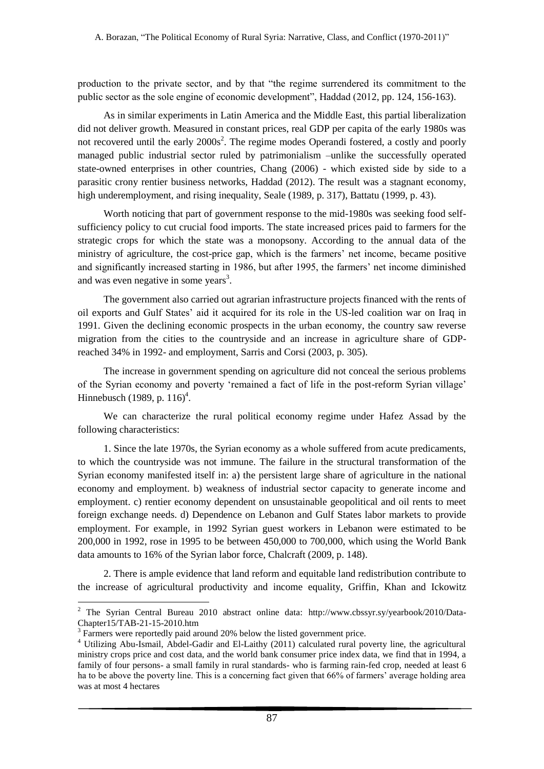production to the private sector, and by that "the regime surrendered its commitment to the public sector as the sole engine of economic development", Haddad (2012, pp. 124, 156-163).

As in similar experiments in Latin America and the Middle East, this partial liberalization did not deliver growth. Measured in constant prices, real GDP per capita of the early 1980s was not recovered until the early 2000s[2]. The regime modes Operandi fostered, a costly and poorly managed public industrial sector ruled by patrimonialism –unlike the successfully operated state-owned enterprises in other countries, Chang (2006) - which existed side by side to a parasitic crony rentier business networks, Haddad (2012). The result was a stagnant economy, high underemployment, and rising inequality, Seale (1989, p. 317), Battatu (1999, p. 43).

Worth noticing that part of government response to the mid-1980s was seeking food self-sufficiency policy to cut crucial food imports. The state increased prices paid to farmers for the strategic crops for which the state was a monopsony. According to the annual data of the ministry of agriculture, the cost-price gap, which is the farmers' net income, became positive and significantly increased starting in 1986, but after 1995, the farmers' net income diminished and was even negative in some years[3].

The government also carried out agrarian infrastructure projects financed with the rents of oil exports and Gulf States' aid it acquired for its role in the US-led coalition war on Iraq in 1991. Given the declining economic prospects in the urban economy, the country saw reverse migration from the cities to the countryside and an increase in agriculture share of GDP- reached 34% in 1992- and employment, Sarris and Corsi (2003, p. 305).

The increase in government spending on agriculture did not conceal the serious problems of the Syrian economy and poverty 'remained a fact of life in the post-reform Syrian village' Hinnebusch (1989, p. 116)[4].

We can characterize the rural political economy regime under Hafez Assad by the following characteristics:

1. Since the late 1970s, the Syrian economy as a whole suffered from acute predicaments, to which the countryside was not immune. The failure in the structural transformation of the Syrian economy manifested itself in: a) the persistent large share of agriculture in the national economy and employment. b) weakness of industrial sector capacity to generate income and employment. c) rentier economy dependent on unsustainable geopolitical and oil rents to meet foreign exchange needs. d) Dependence on Lebanon and Gulf States labor markets to provide employment. For example, in 1992 Syrian guest workers in Lebanon were estimated to be 200,000 in 1992, rose in 1995 to be between 450,000 to 700,000, which using the World Bank data amounts to 16% of the Syrian labor force, Chalcraft (2009, p. 148).

2. There is ample evidence that land reform and equitable land redistribution contribute to the increase of agricultural productivity and income equality, Griffin, Khan and Ickowitz

---

[2] The Syrian Central Bureau 2010 abstract online data: http://www.cbssyr.sy/yearbook/2010/Data-Chapter15/TAB-21-15-2010.htm

[3] Farmers were reportedly paid around 20% below the listed government price.

[4] Utilizing Abu-Ismail, Abdel-Gadir and El-Laithy (2011) calculated rural poverty line, the agricultural ministry crops price and cost data, and the world bank consumer price index data, we find that in 1994, a family of four persons- a small family in rural standards- who is farming rain-fed crop, needed at least 6 ha to be above the poverty line. This is a concerning fact given that 66% of farmers' average holding area was at most 4 hectares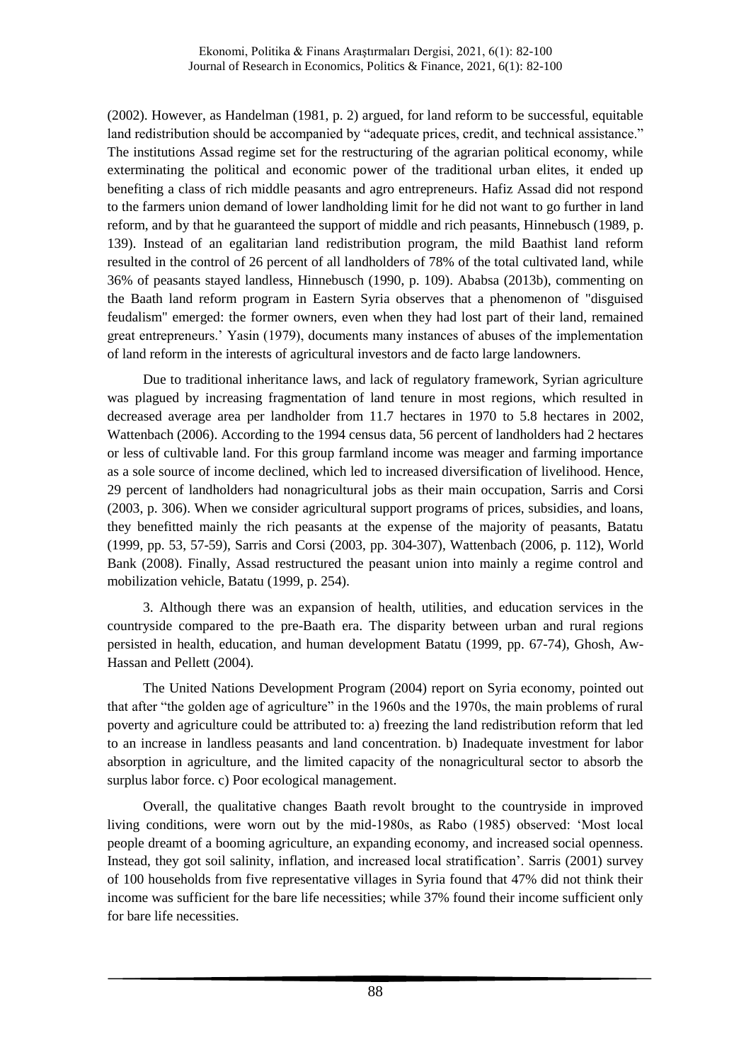(2002). However, as Handelman (1981, p. 2) argued, for land reform to be successful, equitable land redistribution should be accompanied by "adequate prices, credit, and technical assistance." The institutions Assad regime set for the restructuring of the agrarian political economy, while exterminating the political and economic power of the traditional urban elites, it ended up benefiting a class of rich middle peasants and agro entrepreneurs. Hafiz Assad did not respond to the farmers union demand of lower landholding limit for he did not want to go further in land reform, and by that he guaranteed the support of middle and rich peasants, Hinnebusch (1989, p. 139). Instead of an egalitarian land redistribution program, the mild Baathist land reform resulted in the control of 26 percent of all landholders of 78% of the total cultivated land, while 36% of peasants stayed landless, Hinnebusch (1990, p. 109). Ababsa (2013b), commenting on the Baath land reform program in Eastern Syria observes that a phenomenon of "disguised feudalism" emerged: the former owners, even when they had lost part of their land, remained great entrepreneurs.' Yasin (1979), documents many instances of abuses of the implementation of land reform in the interests of agricultural investors and de facto large landowners.

Due to traditional inheritance laws, and lack of regulatory framework, Syrian agriculture was plagued by increasing fragmentation of land tenure in most regions, which resulted in decreased average area per landholder from 11.7 hectares in 1970 to 5.8 hectares in 2002, Wattenbach (2006). According to the 1994 census data, 56 percent of landholders had 2 hectares or less of cultivable land. For this group farmland income was meager and farming importance as a sole source of income declined, which led to increased diversification of livelihood. Hence, 29 percent of landholders had nonagricultural jobs as their main occupation, Sarris and Corsi (2003, p. 306). When we consider agricultural support programs of prices, subsidies, and loans, they benefitted mainly the rich peasants at the expense of the majority of peasants, Batatu (1999, pp. 53, 57-59), Sarris and Corsi (2003, pp. 304-307), Wattenbach (2006, p. 112), World Bank (2008). Finally, Assad restructured the peasant union into mainly a regime control and mobilization vehicle, Batatu (1999, p. 254).

3. Although there was an expansion of health, utilities, and education services in the countryside compared to the pre-Baath era. The disparity between urban and rural regions persisted in health, education, and human development Batatu (1999, pp. 67-74), Ghosh, Aw-Hassan and Pellett (2004).

The United Nations Development Program (2004) report on Syria economy, pointed out that after "the golden age of agriculture" in the 1960s and the 1970s, the main problems of rural poverty and agriculture could be attributed to: a) freezing the land redistribution reform that led to an increase in landless peasants and land concentration. b) Inadequate investment for labor absorption in agriculture, and the limited capacity of the nonagricultural sector to absorb the surplus labor force. c) Poor ecological management.

Overall, the qualitative changes Baath revolt brought to the countryside in improved living conditions, were worn out by the mid-1980s, as Rabo (1985) observed: 'Most local people dreamt of a booming agriculture, an expanding economy, and increased social openness. Instead, they got soil salinity, inflation, and increased local stratification'. Sarris (2001) survey of 100 households from five representative villages in Syria found that 47% did not think their income was sufficient for the bare life necessities; while 37% found their income sufficient only for bare life necessities.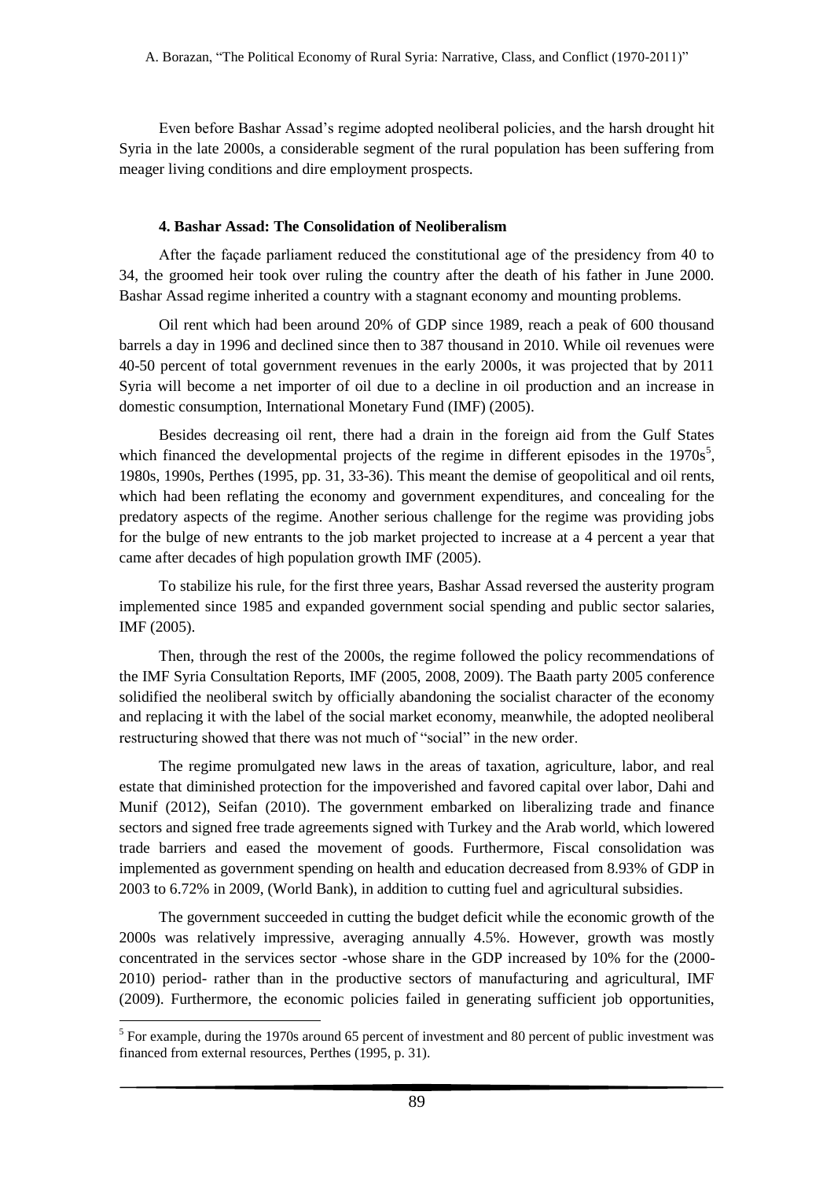Even before Bashar Assad's regime adopted neoliberal policies, and the harsh drought hit Syria in the late 2000s, a considerable segment of the rural population has been suffering from meager living conditions and dire employment prospects.

### 4. Bashar Assad: The Consolidation of Neoliberalism

After the façade parliament reduced the constitutional age of the presidency from 40 to 34, the groomed heir took over ruling the country after the death of his father in June 2000. Bashar Assad regime inherited a country with a stagnant economy and mounting problems.

Oil rent which had been around 20% of GDP since 1989, reach a peak of 600 thousand barrels a day in 1996 and declined since then to 387 thousand in 2010. While oil revenues were 40-50 percent of total government revenues in the early 2000s, it was projected that by 2011 Syria will become a net importer of oil due to a decline in oil production and an increase in domestic consumption, International Monetary Fund (IMF) (2005).

Besides decreasing oil rent, there had a drain in the foreign aid from the Gulf States which financed the developmental projects of the regime in different episodes in the 1970s[5], 1980s, 1990s, Perthes (1995, pp. 31, 33-36). This meant the demise of geopolitical and oil rents, which had been reflating the economy and government expenditures, and concealing for the predatory aspects of the regime. Another serious challenge for the regime was providing jobs for the bulge of new entrants to the job market projected to increase at a 4 percent a year that came after decades of high population growth IMF (2005).

To stabilize his rule, for the first three years, Bashar Assad reversed the austerity program implemented since 1985 and expanded government social spending and public sector salaries, IMF (2005).

Then, through the rest of the 2000s, the regime followed the policy recommendations of the IMF Syria Consultation Reports, IMF (2005, 2008, 2009). The Baath party 2005 conference solidified the neoliberal switch by officially abandoning the socialist character of the economy and replacing it with the label of the social market economy, meanwhile, the adopted neoliberal restructuring showed that there was not much of "social" in the new order.

The regime promulgated new laws in the areas of taxation, agriculture, labor, and real estate that diminished protection for the impoverished and favored capital over labor, Dahi and Munif (2012), Seifan (2010). The government embarked on liberalizing trade and finance sectors and signed free trade agreements signed with Turkey and the Arab world, which lowered trade barriers and eased the movement of goods. Furthermore, Fiscal consolidation was implemented as government spending on health and education decreased from 8.93% of GDP in 2003 to 6.72% in 2009, (World Bank), in addition to cutting fuel and agricultural subsidies.

The government succeeded in cutting the budget deficit while the economic growth of the 2000s was relatively impressive, averaging annually 4.5%. However, growth was mostly concentrated in the services sector -whose share in the GDP increased by 10% for the (2000-2010) period- rather than in the productive sectors of manufacturing and agricultural, IMF (2009). Furthermore, the economic policies failed in generating sufficient job opportunities,

[5] For example, during the 1970s around 65 percent of investment and 80 percent of public investment was financed from external resources, Perthes (1995, p. 31).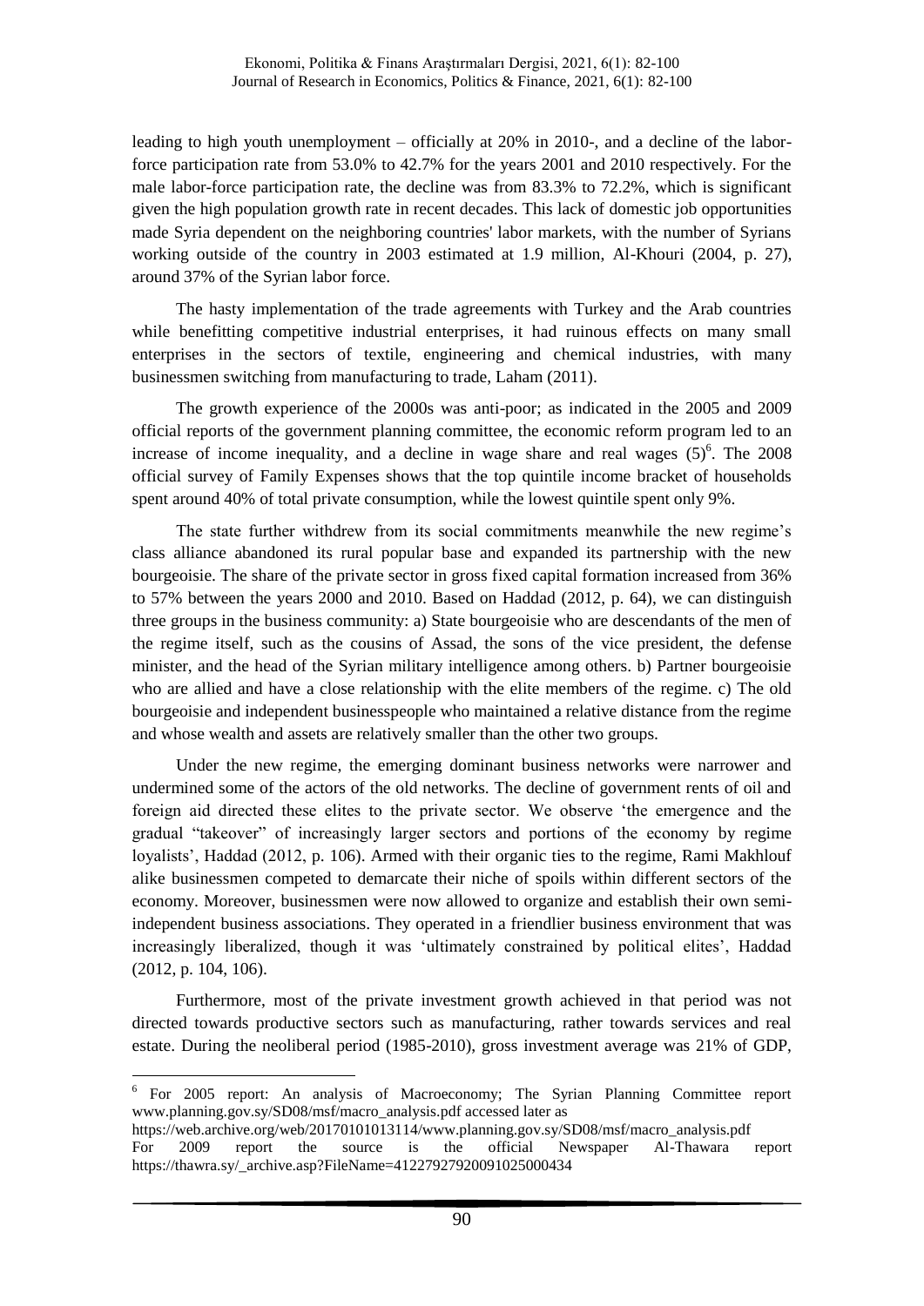leading to high youth unemployment – officially at 20% in 2010-, and a decline of the labor-force participation rate from 53.0% to 42.7% for the years 2001 and 2010 respectively. For the male labor-force participation rate, the decline was from 83.3% to 72.2%, which is significant given the high population growth rate in recent decades. This lack of domestic job opportunities made Syria dependent on the neighboring countries' labor markets, with the number of Syrians working outside of the country in 2003 estimated at 1.9 million, Al-Khouri (2004, p. 27), around 37% of the Syrian labor force.

The hasty implementation of the trade agreements with Turkey and the Arab countries while benefitting competitive industrial enterprises, it had ruinous effects on many small enterprises in the sectors of textile, engineering and chemical industries, with many businessmen switching from manufacturing to trade, Laham (2011).

The growth experience of the 2000s was anti-poor; as indicated in the 2005 and 2009 official reports of the government planning committee, the economic reform program led to an increase of income inequality, and a decline in wage share and real wages (5)[6]. The 2008 official survey of Family Expenses shows that the top quintile income bracket of households spent around 40% of total private consumption, while the lowest quintile spent only 9%.

The state further withdrew from its social commitments meanwhile the new regime's class alliance abandoned its rural popular base and expanded its partnership with the new bourgeoisie. The share of the private sector in gross fixed capital formation increased from 36% to 57% between the years 2000 and 2010. Based on Haddad (2012, p. 64), we can distinguish three groups in the business community: a) State bourgeoisie who are descendants of the men of the regime itself, such as the cousins of Assad, the sons of the vice president, the defense minister, and the head of the Syrian military intelligence among others. b) Partner bourgeoisie who are allied and have a close relationship with the elite members of the regime. c) The old bourgeoisie and independent businesspeople who maintained a relative distance from the regime and whose wealth and assets are relatively smaller than the other two groups.

Under the new regime, the emerging dominant business networks were narrower and undermined some of the actors of the old networks. The decline of government rents of oil and foreign aid directed these elites to the private sector. We observe 'the emergence and the gradual "takeover" of increasingly larger sectors and portions of the economy by regime loyalists', Haddad (2012, p. 106). Armed with their organic ties to the regime, Rami Makhlouf alike businessmen competed to demarcate their niche of spoils within different sectors of the economy. Moreover, businessmen were now allowed to organize and establish their own semi-independent business associations. They operated in a friendlier business environment that was increasingly liberalized, though it was 'ultimately constrained by political elites', Haddad (2012, p. 104, 106).

Furthermore, most of the private investment growth achieved in that period was not directed towards productive sectors such as manufacturing, rather towards services and real estate. During the neoliberal period (1985-2010), gross investment average was 21% of GDP,

---

[6] For 2005 report: An analysis of Macroeconomy; The Syrian Planning Committee report www.planning.gov.sy/SD08/msf/macro_analysis.pdf accessed later as https://web.archive.org/web/20170101013114/www.planning.gov.sy/SD08/msf/macro_analysis.pdf
For 2009 report the source is the official Newspaper Al-Thawara report https://thawra.sy/_archive.asp?FileName=41227927920091025000434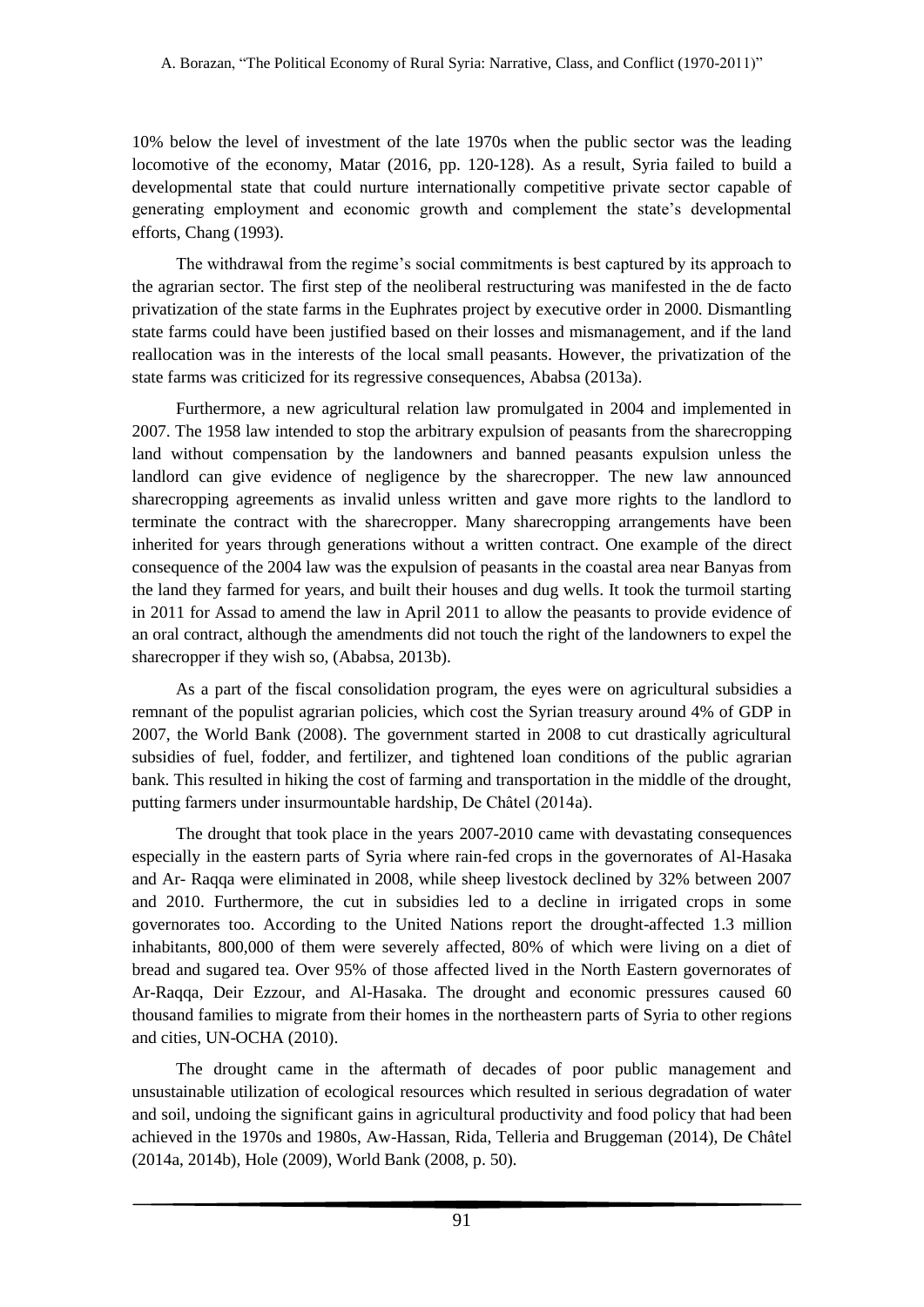10% below the level of investment of the late 1970s when the public sector was the leading locomotive of the economy, Matar (2016, pp. 120-128). As a result, Syria failed to build a developmental state that could nurture internationally competitive private sector capable of generating employment and economic growth and complement the state's developmental efforts, Chang (1993).

The withdrawal from the regime's social commitments is best captured by its approach to the agrarian sector. The first step of the neoliberal restructuring was manifested in the de facto privatization of the state farms in the Euphrates project by executive order in 2000. Dismantling state farms could have been justified based on their losses and mismanagement, and if the land reallocation was in the interests of the local small peasants. However, the privatization of the state farms was criticized for its regressive consequences, Ababsa (2013a).

Furthermore, a new agricultural relation law promulgated in 2004 and implemented in 2007. The 1958 law intended to stop the arbitrary expulsion of peasants from the sharecropping land without compensation by the landowners and banned peasants expulsion unless the landlord can give evidence of negligence by the sharecropper. The new law announced sharecropping agreements as invalid unless written and gave more rights to the landlord to terminate the contract with the sharecropper. Many sharecropping arrangements have been inherited for years through generations without a written contract. One example of the direct consequence of the 2004 law was the expulsion of peasants in the coastal area near Banyas from the land they farmed for years, and built their houses and dug wells. It took the turmoil starting in 2011 for Assad to amend the law in April 2011 to allow the peasants to provide evidence of an oral contract, although the amendments did not touch the right of the landowners to expel the sharecropper if they wish so, (Ababsa, 2013b).

As a part of the fiscal consolidation program, the eyes were on agricultural subsidies a remnant of the populist agrarian policies, which cost the Syrian treasury around 4% of GDP in 2007, the World Bank (2008). The government started in 2008 to cut drastically agricultural subsidies of fuel, fodder, and fertilizer, and tightened loan conditions of the public agrarian bank. This resulted in hiking the cost of farming and transportation in the middle of the drought, putting farmers under insurmountable hardship, De Châtel (2014a).

The drought that took place in the years 2007-2010 came with devastating consequences especially in the eastern parts of Syria where rain-fed crops in the governorates of Al-Hasaka and Ar- Raqqa were eliminated in 2008, while sheep livestock declined by 32% between 2007 and 2010. Furthermore, the cut in subsidies led to a decline in irrigated crops in some governorates too. According to the United Nations report the drought-affected 1.3 million inhabitants, 800,000 of them were severely affected, 80% of which were living on a diet of bread and sugared tea. Over 95% of those affected lived in the North Eastern governorates of Ar-Raqqa, Deir Ezzour, and Al-Hasaka. The drought and economic pressures caused 60 thousand families to migrate from their homes in the northeastern parts of Syria to other regions and cities, UN-OCHA (2010).

The drought came in the aftermath of decades of poor public management and unsustainable utilization of ecological resources which resulted in serious degradation of water and soil, undoing the significant gains in agricultural productivity and food policy that had been achieved in the 1970s and 1980s, Aw-Hassan, Rida, Telleria and Bruggeman (2014), De Châtel (2014a, 2014b), Hole (2009), World Bank (2008, p. 50).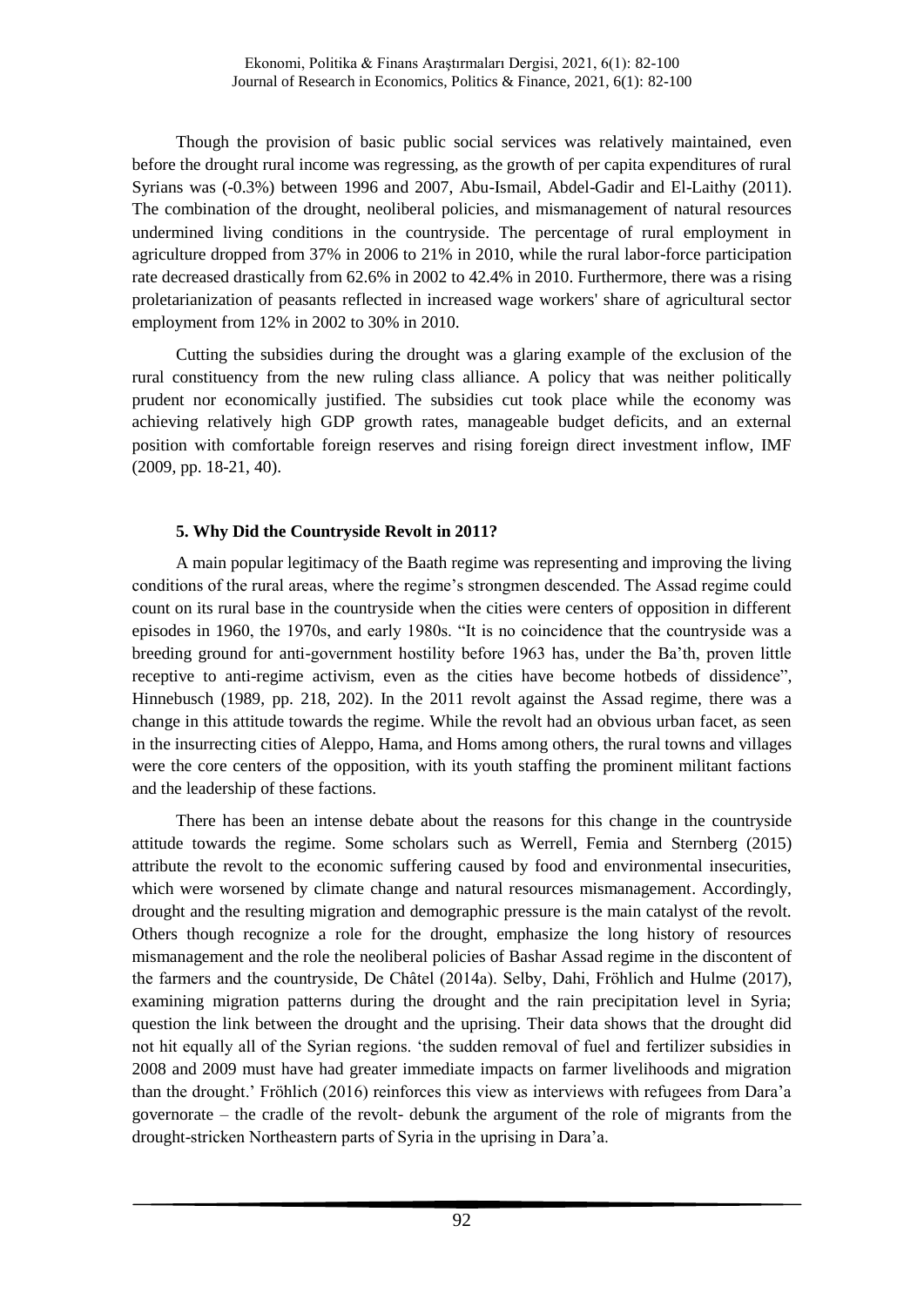Though the provision of basic public social services was relatively maintained, even before the drought rural income was regressing, as the growth of per capita expenditures of rural Syrians was (-0.3%) between 1996 and 2007, Abu-Ismail, Abdel-Gadir and El-Laithy (2011). The combination of the drought, neoliberal policies, and mismanagement of natural resources undermined living conditions in the countryside. The percentage of rural employment in agriculture dropped from 37% in 2006 to 21% in 2010, while the rural labor-force participation rate decreased drastically from 62.6% in 2002 to 42.4% in 2010. Furthermore, there was a rising proletarianization of peasants reflected in increased wage workers' share of agricultural sector employment from 12% in 2002 to 30% in 2010.

Cutting the subsidies during the drought was a glaring example of the exclusion of the rural constituency from the new ruling class alliance. A policy that was neither politically prudent nor economically justified. The subsidies cut took place while the economy was achieving relatively high GDP growth rates, manageable budget deficits, and an external position with comfortable foreign reserves and rising foreign direct investment inflow, IMF (2009, pp. 18-21, 40).

## 5. Why Did the Countryside Revolt in 2011?

A main popular legitimacy of the Baath regime was representing and improving the living conditions of the rural areas, where the regime's strongmen descended. The Assad regime could count on its rural base in the countryside when the cities were centers of opposition in different episodes in 1960, the 1970s, and early 1980s. "It is no coincidence that the countryside was a breeding ground for anti-government hostility before 1963 has, under the Ba'th, proven little receptive to anti-regime activism, even as the cities have become hotbeds of dissidence", Hinnebusch (1989, pp. 218, 202). In the 2011 revolt against the Assad regime, there was a change in this attitude towards the regime. While the revolt had an obvious urban facet, as seen in the insurrecting cities of Aleppo, Hama, and Homs among others, the rural towns and villages were the core centers of the opposition, with its youth staffing the prominent militant factions and the leadership of these factions.

There has been an intense debate about the reasons for this change in the countryside attitude towards the regime. Some scholars such as Werrell, Femia and Sternberg (2015) attribute the revolt to the economic suffering caused by food and environmental insecurities, which were worsened by climate change and natural resources mismanagement. Accordingly, drought and the resulting migration and demographic pressure is the main catalyst of the revolt. Others though recognize a role for the drought, emphasize the long history of resources mismanagement and the role the neoliberal policies of Bashar Assad regime in the discontent of the farmers and the countryside, De Châtel (2014a). Selby, Dahi, Fröhlich and Hulme (2017), examining migration patterns during the drought and the rain precipitation level in Syria; question the link between the drought and the uprising. Their data shows that the drought did not hit equally all of the Syrian regions. 'the sudden removal of fuel and fertilizer subsidies in 2008 and 2009 must have had greater immediate impacts on farmer livelihoods and migration than the drought.' Fröhlich (2016) reinforces this view as interviews with refugees from Dara'a governorate – the cradle of the revolt- debunk the argument of the role of migrants from the drought-stricken Northeastern parts of Syria in the uprising in Dara'a.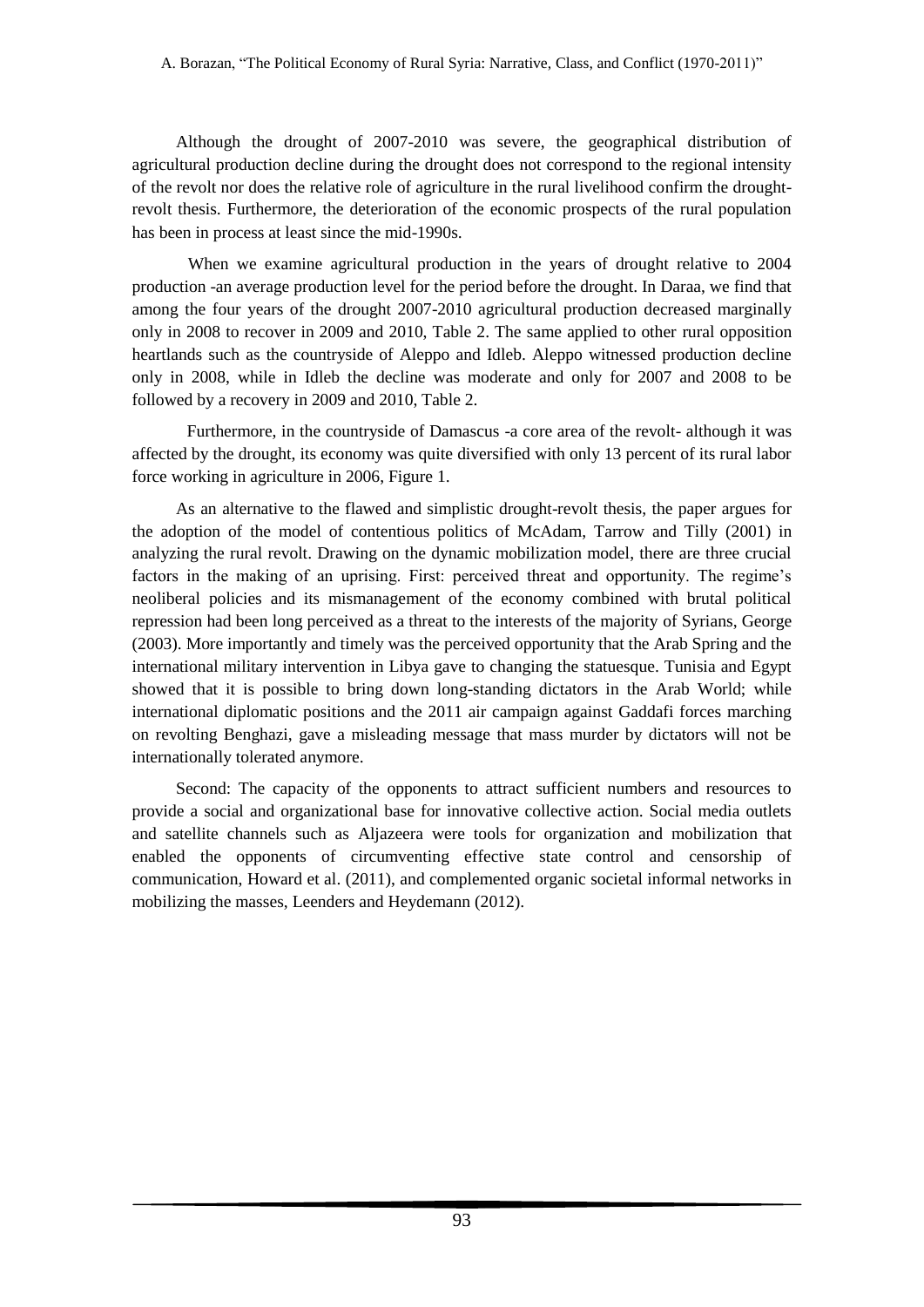Although the drought of 2007-2010 was severe, the geographical distribution of agricultural production decline during the drought does not correspond to the regional intensity of the revolt nor does the relative role of agriculture in the rural livelihood confirm the drought-revolt thesis. Furthermore, the deterioration of the economic prospects of the rural population has been in process at least since the mid-1990s.

When we examine agricultural production in the years of drought relative to 2004 production -an average production level for the period before the drought. In Daraa, we find that among the four years of the drought 2007-2010 agricultural production decreased marginally only in 2008 to recover in 2009 and 2010, Table 2. The same applied to other rural opposition heartlands such as the countryside of Aleppo and Idleb. Aleppo witnessed production decline only in 2008, while in Idleb the decline was moderate and only for 2007 and 2008 to be followed by a recovery in 2009 and 2010, Table 2.

Furthermore, in the countryside of Damascus -a core area of the revolt- although it was affected by the drought, its economy was quite diversified with only 13 percent of its rural labor force working in agriculture in 2006, Figure 1.

As an alternative to the flawed and simplistic drought-revolt thesis, the paper argues for the adoption of the model of contentious politics of McAdam, Tarrow and Tilly (2001) in analyzing the rural revolt. Drawing on the dynamic mobilization model, there are three crucial factors in the making of an uprising. First: perceived threat and opportunity. The regime's neoliberal policies and its mismanagement of the economy combined with brutal political repression had been long perceived as a threat to the interests of the majority of Syrians, George (2003). More importantly and timely was the perceived opportunity that the Arab Spring and the international military intervention in Libya gave to changing the statuesque. Tunisia and Egypt showed that it is possible to bring down long-standing dictators in the Arab World; while international diplomatic positions and the 2011 air campaign against Gaddafi forces marching on revolting Benghazi, gave a misleading message that mass murder by dictators will not be internationally tolerated anymore.

Second: The capacity of the opponents to attract sufficient numbers and resources to provide a social and organizational base for innovative collective action. Social media outlets and satellite channels such as Aljazeera were tools for organization and mobilization that enabled the opponents of circumventing effective state control and censorship of communication, Howard et al. (2011), and complemented organic societal informal networks in mobilizing the masses, Leenders and Heydemann (2012).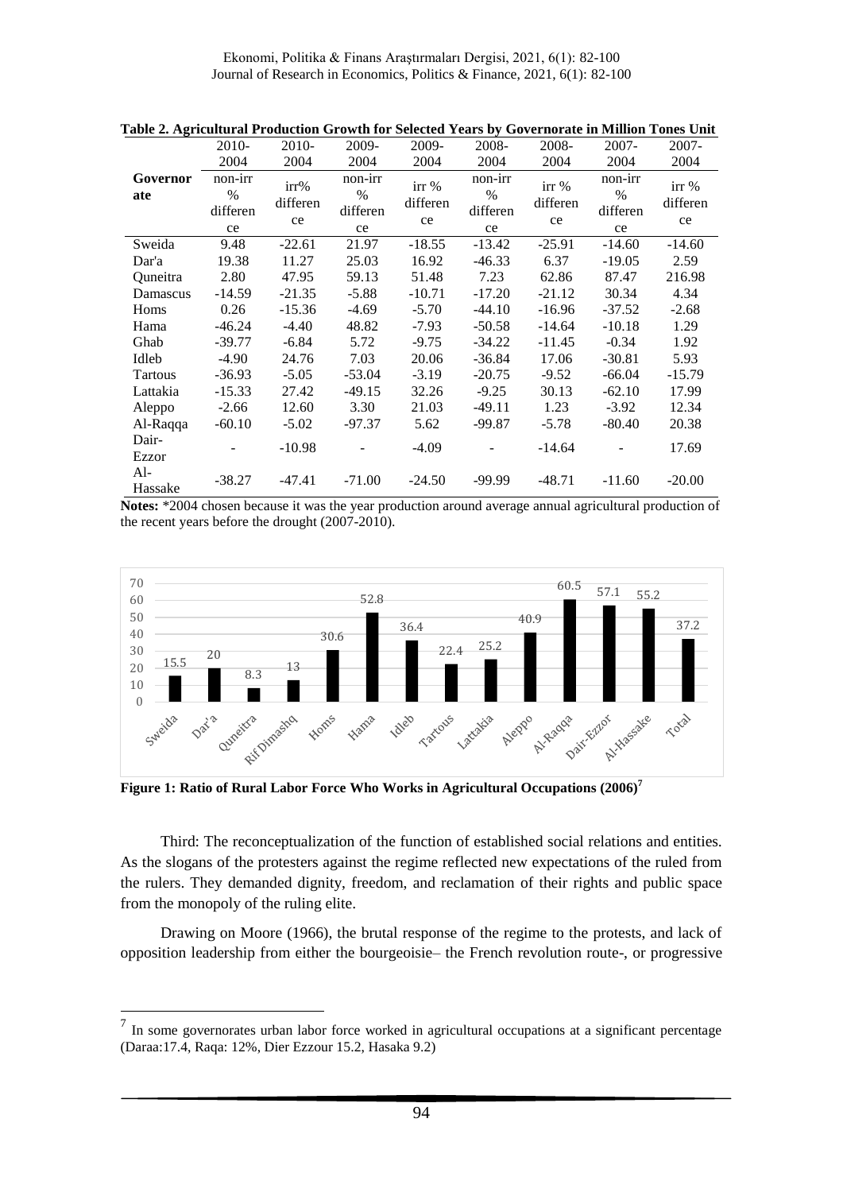**Table 2. Agricultural Production Growth for Selected Years by Governorate in Million Tones Unit**

| Governorate | 2010-2004 non-irr % difference | 2010-2004 irr% difference | 2009-2004 non-irr % difference | 2009-2004 irr % difference | 2008-2004 non-irr % difference | 2008-2004 irr % difference | 2007-2004 non-irr % difference | 2007-2004 irr % difference |
|---|---|---|---|---|---|---|---|---|
| Sweida | 9.48 | -22.61 | 21.97 | -18.55 | -13.42 | -25.91 | -14.60 | -14.60 |
| Dar'a | 19.38 | 11.27 | 25.03 | 16.92 | -46.33 | 6.37 | -19.05 | 2.59 |
| Quneitra | 2.80 | 47.95 | 59.13 | 51.48 | 7.23 | 62.86 | 87.47 | 216.98 |
| Damascus | -14.59 | -21.35 | -5.88 | -10.71 | -17.20 | -21.12 | 30.34 | 4.34 |
| Homs | 0.26 | -15.36 | -4.69 | -5.70 | -44.10 | -16.96 | -37.52 | -2.68 |
| Hama | -46.24 | -4.40 | 48.82 | -7.93 | -50.58 | -14.64 | -10.18 | 1.29 |
| Ghab | -39.77 | -6.84 | 5.72 | -9.75 | -34.22 | -11.45 | -0.34 | 1.92 |
| Idleb | -4.90 | 24.76 | 7.03 | 20.06 | -36.84 | 17.06 | -30.81 | 5.93 |
| Tartous | -36.93 | -5.05 | -53.04 | -3.19 | -20.75 | -9.52 | -66.04 | -15.79 |
| Lattakia | -15.33 | 27.42 | -49.15 | 32.26 | -9.25 | 30.13 | -62.10 | 17.99 |
| Aleppo | -2.66 | 12.60 | 3.30 | 21.03 | -49.11 | 1.23 | -3.92 | 12.34 |
| Al-Raqqa | -60.10 | -5.02 | -97.37 | 5.62 | -99.87 | -5.78 | -80.40 | 20.38 |
| Dair-Ezzor | - | -10.98 | - | -4.09 | - | -14.64 | - | 17.69 |
| Al-Hassake | -38.27 | -47.41 | -71.00 | -24.50 | -99.99 | -48.71 | -11.60 | -20.00 |

**Notes:** *2004 chosen because it was the year production around average annual agricultural production of the recent years before the drought (2007-2010).

**Figure 1: Ratio of Rural Labor Force Who Works in Agricultural Occupations (2006)**[7]

Third: The reconceptualization of the function of established social relations and entities. As the slogans of the protesters against the regime reflected new expectations of the ruled from the rulers. They demanded dignity, freedom, and reclamation of their rights and public space from the monopoly of the ruling elite.

Drawing on Moore (1966), the brutal response of the regime to the protests, and lack of opposition leadership from either the bourgeoisie– the French revolution route-, or progressive

[7] In some governorates urban labor force worked in agricultural occupations at a significant percentage (Daraa:17.4, Raqa: 12%, Dier Ezzour 15.2, Hasaka 9.2)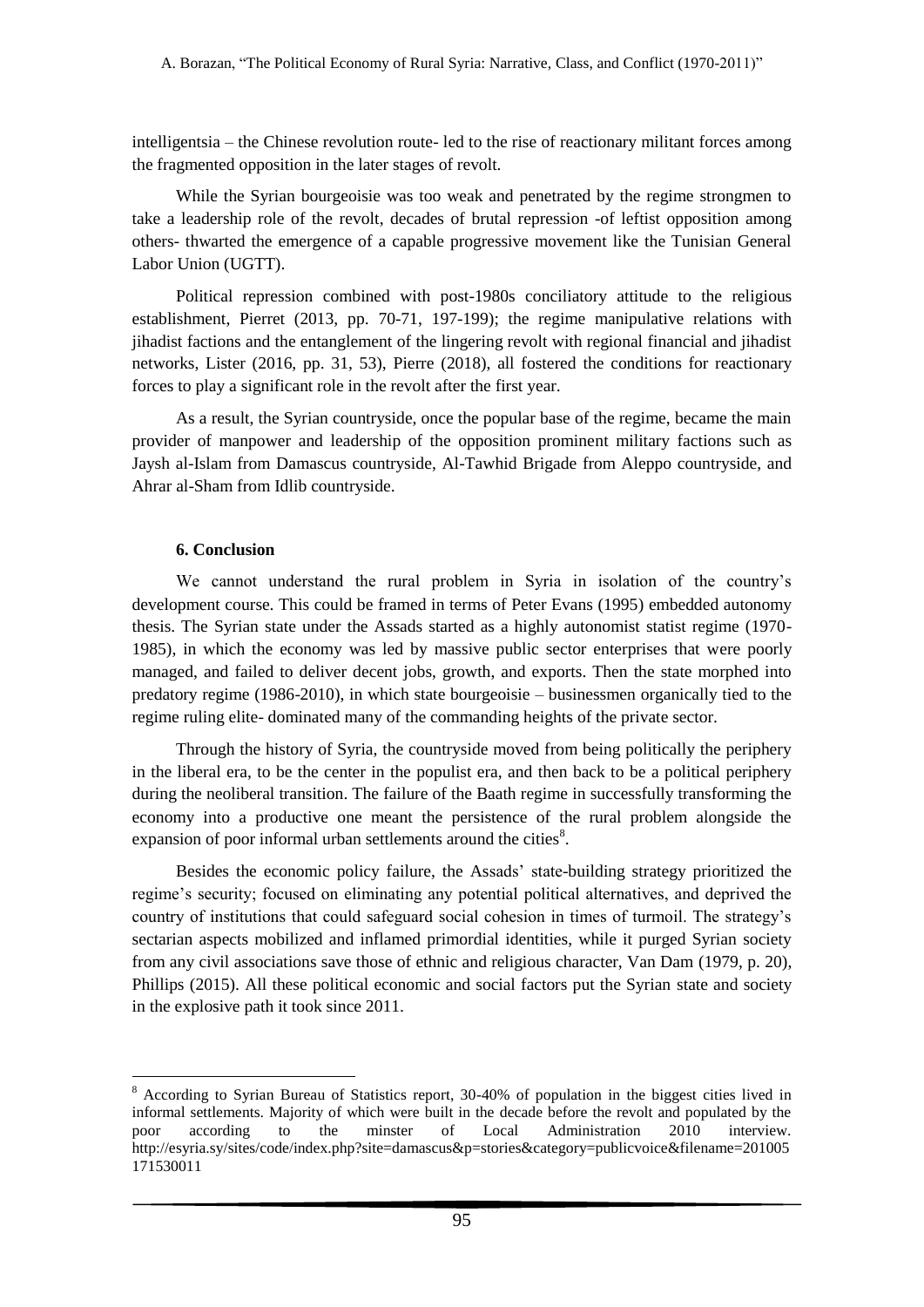intelligentsia – the Chinese revolution route- led to the rise of reactionary militant forces among the fragmented opposition in the later stages of revolt.

While the Syrian bourgeoisie was too weak and penetrated by the regime strongmen to take a leadership role of the revolt, decades of brutal repression -of leftist opposition among others- thwarted the emergence of a capable progressive movement like the Tunisian General Labor Union (UGTT).

Political repression combined with post-1980s conciliatory attitude to the religious establishment, Pierret (2013, pp. 70-71, 197-199); the regime manipulative relations with jihadist factions and the entanglement of the lingering revolt with regional financial and jihadist networks, Lister (2016, pp. 31, 53), Pierre (2018), all fostered the conditions for reactionary forces to play a significant role in the revolt after the first year.

As a result, the Syrian countryside, once the popular base of the regime, became the main provider of manpower and leadership of the opposition prominent military factions such as Jaysh al-Islam from Damascus countryside, Al-Tawhid Brigade from Aleppo countryside, and Ahrar al-Sham from Idlib countryside.

## 6. Conclusion

We cannot understand the rural problem in Syria in isolation of the country's development course. This could be framed in terms of Peter Evans (1995) embedded autonomy thesis. The Syrian state under the Assads started as a highly autonomist statist regime (1970-1985), in which the economy was led by massive public sector enterprises that were poorly managed, and failed to deliver decent jobs, growth, and exports. Then the state morphed into predatory regime (1986-2010), in which state bourgeoisie – businessmen organically tied to the regime ruling elite- dominated many of the commanding heights of the private sector.

Through the history of Syria, the countryside moved from being politically the periphery in the liberal era, to be the center in the populist era, and then back to be a political periphery during the neoliberal transition. The failure of the Baath regime in successfully transforming the economy into a productive one meant the persistence of the rural problem alongside the expansion of poor informal urban settlements around the cities[8].

Besides the economic policy failure, the Assads' state-building strategy prioritized the regime's security; focused on eliminating any potential political alternatives, and deprived the country of institutions that could safeguard social cohesion in times of turmoil. The strategy's sectarian aspects mobilized and inflamed primordial identities, while it purged Syrian society from any civil associations save those of ethnic and religious character, Van Dam (1979, p. 20), Phillips (2015). All these political economic and social factors put the Syrian state and society in the explosive path it took since 2011.

---

[8] According to Syrian Bureau of Statistics report, 30-40% of population in the biggest cities lived in informal settlements. Majority of which were built in the decade before the revolt and populated by the poor according to the minster of Local Administration 2010 interview. http://esyria.sy/sites/code/index.php?site=damascus&p=stories&category=publicvoice&filename=201005171530011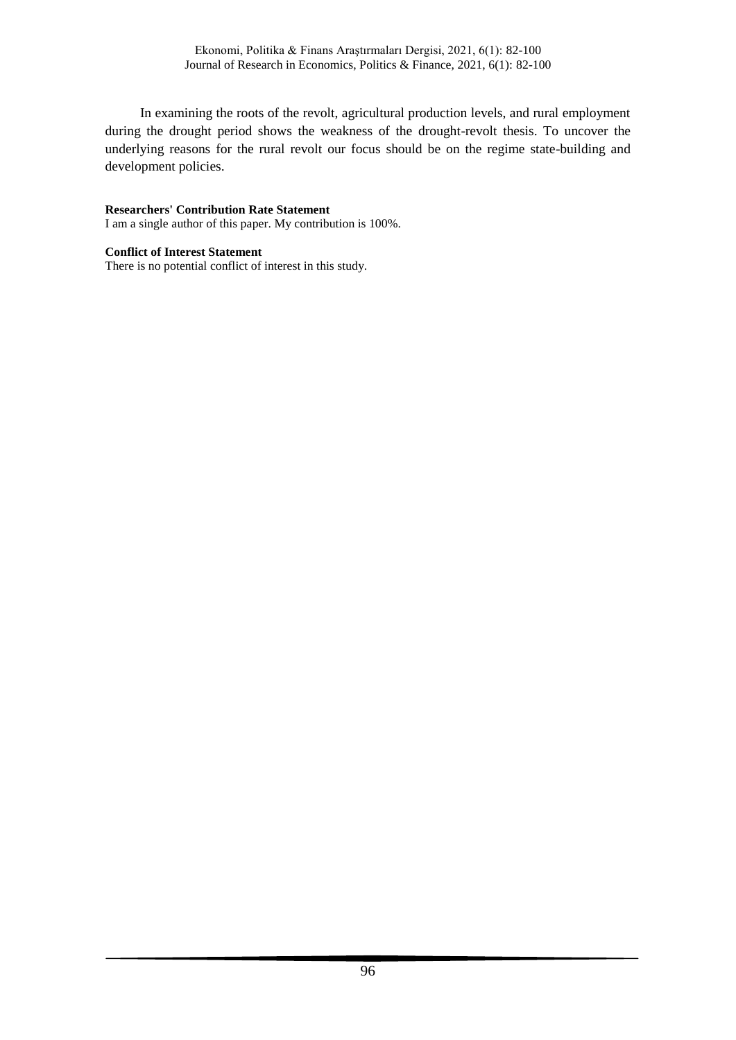In examining the roots of the revolt, agricultural production levels, and rural employment during the drought period shows the weakness of the drought-revolt thesis. To uncover the underlying reasons for the rural revolt our focus should be on the regime state-building and development policies.

**Researchers' Contribution Rate Statement**

I am a single author of this paper. My contribution is 100%.

**Conflict of Interest Statement**

There is no potential conflict of interest in this study.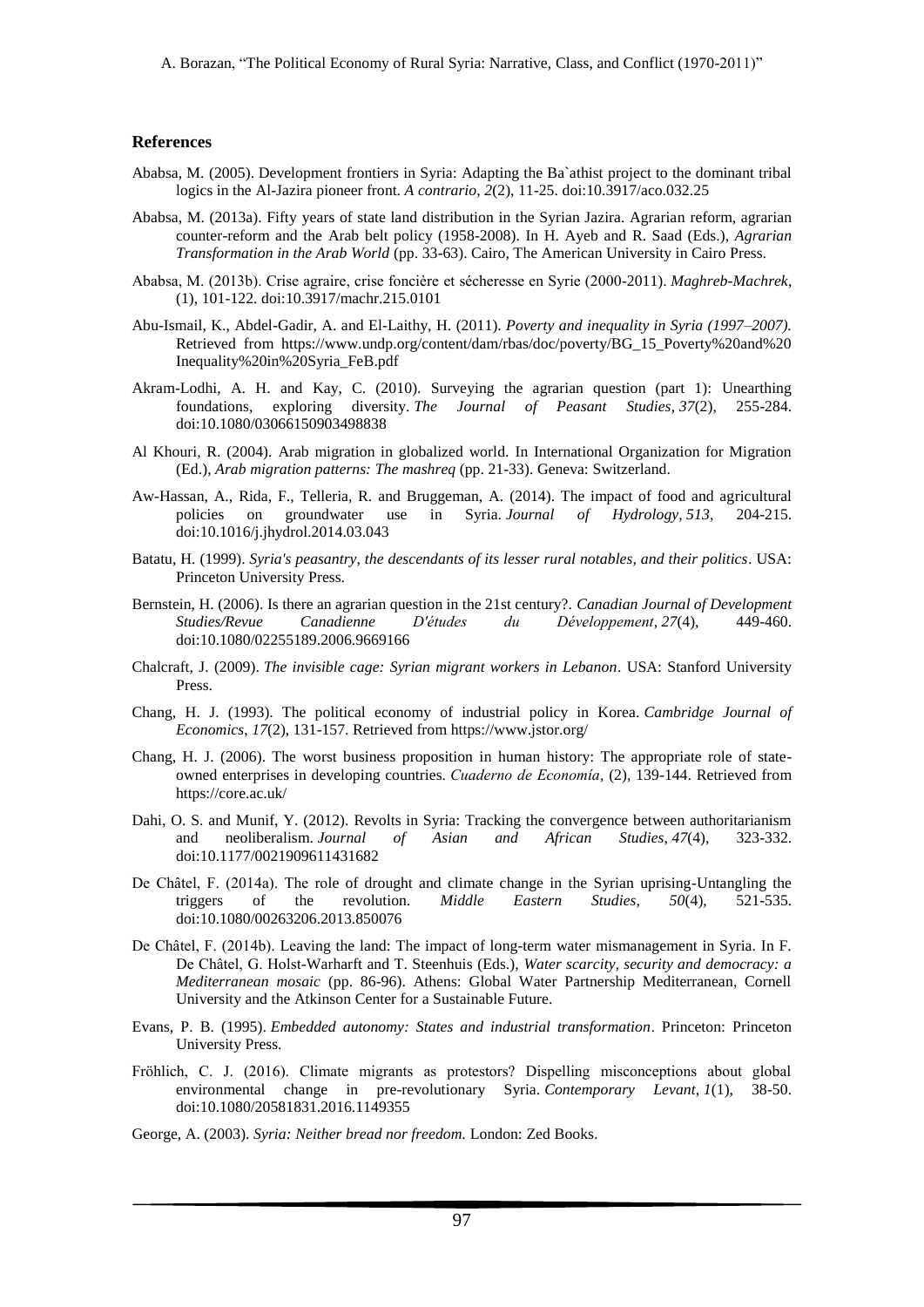## References

Ababsa, M. (2005). Development frontiers in Syria: Adapting the Ba`athist project to the dominant tribal logics in the Al-Jazira pioneer front. *A contrario*, *2*(2), 11-25. doi:10.3917/aco.032.25

Ababsa, M. (2013a). Fifty years of state land distribution in the Syrian Jazira. Agrarian reform, agrarian counter-reform and the Arab belt policy (1958-2008). In H. Ayeb and R. Saad (Eds.), *Agrarian Transformation in the Arab World* (pp. 33-63). Cairo, The American University in Cairo Press.

Ababsa, M. (2013b). Crise agraire, crise foncière et sécheresse en Syrie (2000-2011). *Maghreb-Machrek*, (1), 101-122. doi:10.3917/machr.215.0101

Abu-Ismail, K., Abdel-Gadir, A. and El-Laithy, H. (2011). *Poverty and inequality in Syria (1997–2007).* Retrieved from https://www.undp.org/content/dam/rbas/doc/poverty/BG_15_Poverty%20and%20Inequality%20in%20Syria_FeB.pdf

Akram-Lodhi, A. H. and Kay, C. (2010). Surveying the agrarian question (part 1): Unearthing foundations, exploring diversity. *The Journal of Peasant Studies*, *37*(2), 255-284. doi:10.1080/03066150903498838

Al Khouri, R. (2004). Arab migration in globalized world. In International Organization for Migration (Ed.), *Arab migration patterns: The mashreq* (pp. 21-33). Geneva: Switzerland.

Aw-Hassan, A., Rida, F., Telleria, R. and Bruggeman, A. (2014). The impact of food and agricultural policies on groundwater use in Syria. *Journal of Hydrology*, *513*, 204-215. doi:10.1016/j.jhydrol.2014.03.043

Batatu, H. (1999). *Syria's peasantry, the descendants of its lesser rural notables, and their politics*. USA: Princeton University Press.

Bernstein, H. (2006). Is there an agrarian question in the 21st century?. *Canadian Journal of Development Studies/Revue Canadienne D'études du Développement*, *27*(4), 449-460. doi:10.1080/02255189.2006.9669166

Chalcraft, J. (2009). *The invisible cage: Syrian migrant workers in Lebanon*. USA: Stanford University Press.

Chang, H. J. (1993). The political economy of industrial policy in Korea. *Cambridge Journal of Economics*, *17*(2), 131-157. Retrieved from https://www.jstor.org/

Chang, H. J. (2006). The worst business proposition in human history: The appropriate role of state-owned enterprises in developing countries. *Cuaderno de Economía*, (2), 139-144. Retrieved from https://core.ac.uk/

Dahi, O. S. and Munif, Y. (2012). Revolts in Syria: Tracking the convergence between authoritarianism and neoliberalism. *Journal of Asian and African Studies*, *47*(4), 323-332. doi:10.1177/0021909611431682

De Châtel, F. (2014a). The role of drought and climate change in the Syrian uprising-Untangling the triggers of the revolution. *Middle Eastern Studies*, *50*(4), 521-535. doi:10.1080/00263206.2013.850076

De Châtel, F. (2014b). Leaving the land: The impact of long-term water mismanagement in Syria. In F. De Châtel, G. Holst-Warharft and T. Steenhuis (Eds.), *Water scarcity, security and democracy: a Mediterranean mosaic* (pp. 86-96). Athens: Global Water Partnership Mediterranean, Cornell University and the Atkinson Center for a Sustainable Future.

Evans, P. B. (1995). *Embedded autonomy: States and industrial transformation*. Princeton: Princeton University Press.

Fröhlich, C. J. (2016). Climate migrants as protestors? Dispelling misconceptions about global environmental change in pre-revolutionary Syria. *Contemporary Levant*, *1*(1), 38-50. doi:10.1080/20581831.2016.1149355

George, A. (2003). *Syria: Neither bread nor freedom.* London: Zed Books.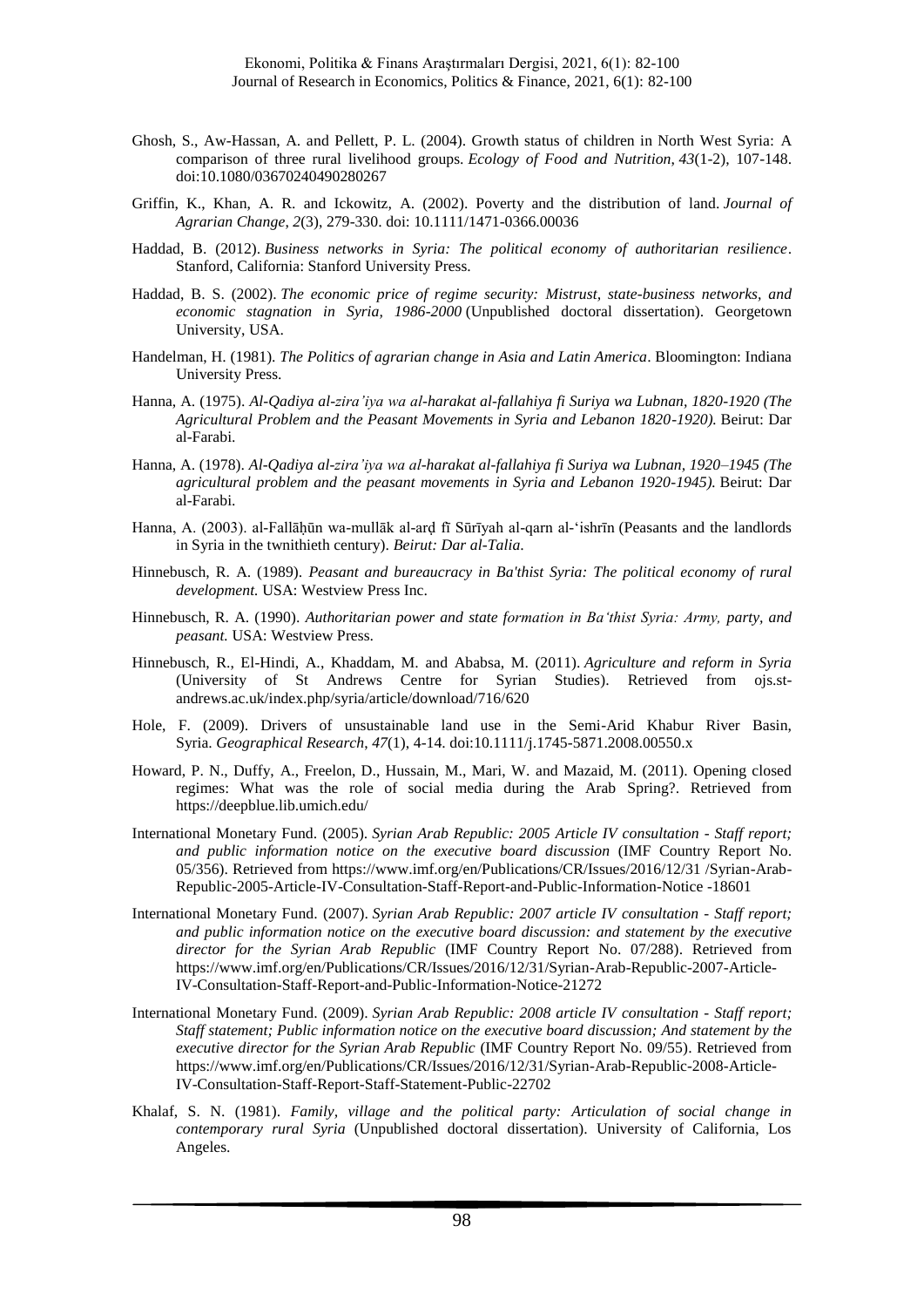Ghosh, S., Aw-Hassan, A. and Pellett, P. L. (2004). Growth status of children in North West Syria: A comparison of three rural livelihood groups. *Ecology of Food and Nutrition*, *43*(1-2), 107-148. doi:10.1080/03670240490280267

Griffin, K., Khan, A. R. and Ickowitz, A. (2002). Poverty and the distribution of land. *Journal of Agrarian Change, 2*(3), 279-330. doi: 10.1111/1471-0366.00036

Haddad, B. (2012). *Business networks in Syria: The political economy of authoritarian resilience*. Stanford, California: Stanford University Press.

Haddad, B. S. (2002). *The economic price of regime security: Mistrust, state-business networks, and economic stagnation in Syria, 1986-2000* (Unpublished doctoral dissertation). Georgetown University, USA.

Handelman, H. (1981). *The Politics of agrarian change in Asia and Latin America*. Bloomington: Indiana University Press.

Hanna, A. (1975). *Al-Qadiya al-zira'iya wa al-harakat al-fallahiya fi Suriya wa Lubnan, 1820-1920 (The Agricultural Problem and the Peasant Movements in Syria and Lebanon 1820-1920).* Beirut: Dar al-Farabi.

Hanna, A. (1978). *Al-Qadiya al-zira'iya wa al-harakat al-fallahiya fi Suriya wa Lubnan, 1920–1945 (The agricultural problem and the peasant movements in Syria and Lebanon 1920-1945).* Beirut: Dar al-Farabi.

Hanna, A. (2003). al-Fallāḥūn wa-mullāk al-arḍ fī Sūrīyah al-qarn al-'ishrīn (Peasants and the landlords in Syria in the twnithieth century). *Beirut: Dar al-Talia.*

Hinnebusch, R. A. (1989). *Peasant and bureaucracy in Ba'thist Syria: The political economy of rural development.* USA: Westview Press Inc.

Hinnebusch, R. A. (1990). *Authoritarian power and state formation in Ba'thist Syria: Army, party, and peasant.* USA: Westview Press.

Hinnebusch, R., El-Hindi, A., Khaddam, M. and Ababsa, M. (2011). *Agriculture and reform in Syria* (University of St Andrews Centre for Syrian Studies). Retrieved from ojs.st-andrews.ac.uk/index.php/syria/article/download/716/620

Hole, F. (2009). Drivers of unsustainable land use in the Semi-Arid Khabur River Basin, Syria. *Geographical Research, 47*(1), 4-14. doi:10.1111/j.1745-5871.2008.00550.x

Howard, P. N., Duffy, A., Freelon, D., Hussain, M., Mari, W. and Mazaid, M. (2011). Opening closed regimes: What was the role of social media during the Arab Spring?. Retrieved from https://deepblue.lib.umich.edu/

International Monetary Fund. (2005). *Syrian Arab Republic: 2005 Article IV consultation - Staff report; and public information notice on the executive board discussion* (IMF Country Report No. 05/356). Retrieved from https://www.imf.org/en/Publications/CR/Issues/2016/12/31 /Syrian-Arab-Republic-2005-Article-IV-Consultation-Staff-Report-and-Public-Information-Notice -18601

International Monetary Fund. (2007). *Syrian Arab Republic: 2007 article IV consultation - Staff report; and public information notice on the executive board discussion: and statement by the executive director for the Syrian Arab Republic* (IMF Country Report No. 07/288). Retrieved from https://www.imf.org/en/Publications/CR/Issues/2016/12/31/Syrian-Arab-Republic-2007-Article-IV-Consultation-Staff-Report-and-Public-Information-Notice-21272

International Monetary Fund. (2009). *Syrian Arab Republic: 2008 article IV consultation - Staff report; Staff statement; Public information notice on the executive board discussion; And statement by the executive director for the Syrian Arab Republic* (IMF Country Report No. 09/55). Retrieved from https://www.imf.org/en/Publications/CR/Issues/2016/12/31/Syrian-Arab-Republic-2008-Article-IV-Consultation-Staff-Report-Staff-Statement-Public-22702

Khalaf, S. N. (1981). *Family, village and the political party: Articulation of social change in contemporary rural Syria* (Unpublished doctoral dissertation). University of California, Los Angeles.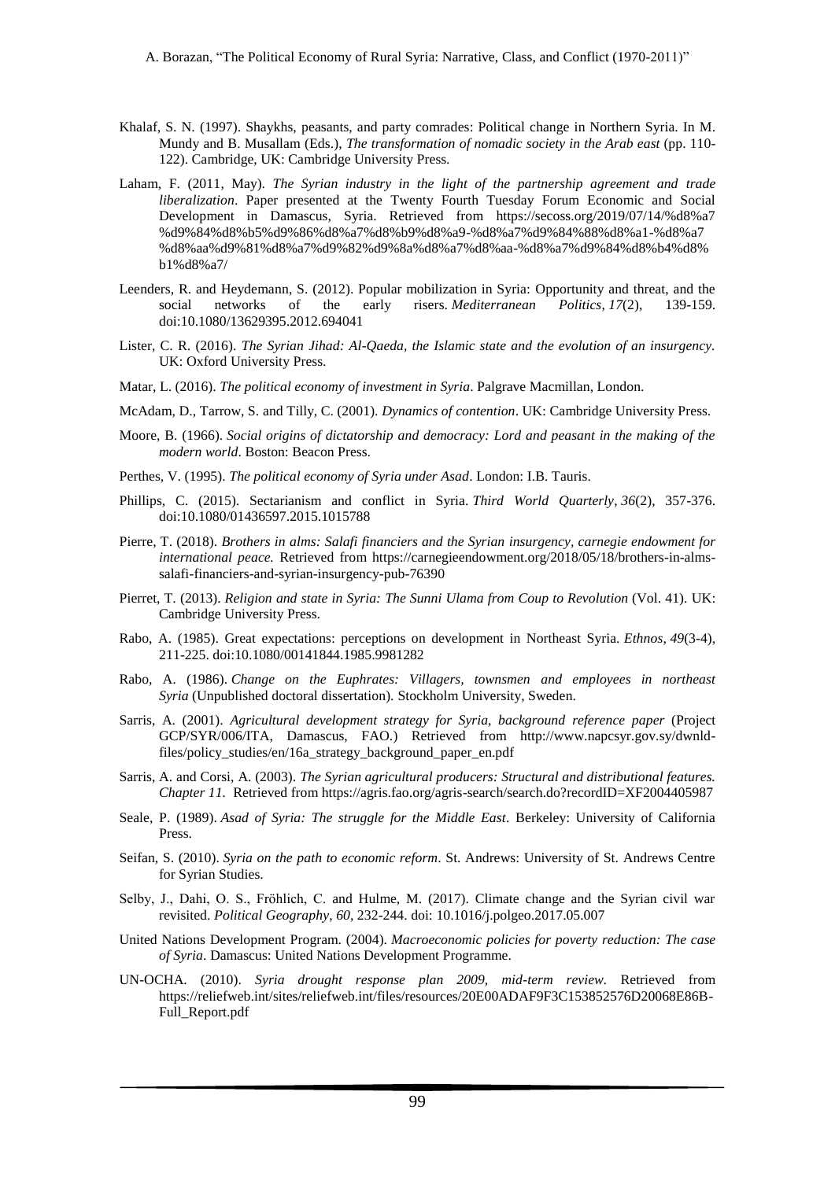Khalaf, S. N. (1997). Shaykhs, peasants, and party comrades: Political change in Northern Syria. In M. Mundy and B. Musallam (Eds.), *The transformation of nomadic society in the Arab east* (pp. 110-122). Cambridge, UK: Cambridge University Press.

Laham, F. (2011, May). *The Syrian industry in the light of the partnership agreement and trade liberalization*. Paper presented at the Twenty Fourth Tuesday Forum Economic and Social Development in Damascus, Syria. Retrieved from https://secoss.org/2019/07/14/%d8%a7%d9%84%d8%b5%d9%86%d8%a7%d8%b9%d8%a9-%d8%a7%d9%84%88%d8%a1-%d8%a7%d8%aa%d9%81%d8%a7%d9%82%d9%8a%d8%a7%d8%aa-%d8%a7%d9%84%d8%b4%d8%b1%d8%a7/

Leenders, R. and Heydemann, S. (2012). Popular mobilization in Syria: Opportunity and threat, and the social networks of the early risers. *Mediterranean Politics*, *17*(2), 139-159. doi:10.1080/13629395.2012.694041

Lister, C. R. (2016). *The Syrian Jihad: Al-Qaeda, the Islamic state and the evolution of an insurgency*. UK: Oxford University Press.

Matar, L. (2016). *The political economy of investment in Syria*. Palgrave Macmillan, London.

McAdam, D., Tarrow, S. and Tilly, C. (2001). *Dynamics of contention*. UK: Cambridge University Press.

Moore, B. (1966). *Social origins of dictatorship and democracy: Lord and peasant in the making of the modern world*. Boston: Beacon Press.

Perthes, V. (1995). *The political economy of Syria under Asad*. London: I.B. Tauris.

Phillips, C. (2015). Sectarianism and conflict in Syria. *Third World Quarterly*, *36*(2), 357-376. doi:10.1080/01436597.2015.1015788

Pierre, T. (2018). *Brothers in alms: Salafi financiers and the Syrian insurgency, carnegie endowment for international peace.* Retrieved from https://carnegieendowment.org/2018/05/18/brothers-in-alms-salafi-financiers-and-syrian-insurgency-pub-76390

Pierret, T. (2013). *Religion and state in Syria: The Sunni Ulama from Coup to Revolution* (Vol. 41). UK: Cambridge University Press.

Rabo, A. (1985). Great expectations: perceptions on development in Northeast Syria. *Ethnos*, *49*(3-4), 211-225. doi:10.1080/00141844.1985.9981282

Rabo, A. (1986). *Change on the Euphrates: Villagers, townsmen and employees in northeast Syria* (Unpublished doctoral dissertation). Stockholm University, Sweden.

Sarris, A. (2001). *Agricultural development strategy for Syria, background reference paper* (Project GCP/SYR/006/ITA, Damascus, FAO.) Retrieved from http://www.napcsyr.gov.sy/dwnld-files/policy_studies/en/16a_strategy_background_paper_en.pdf

Sarris, A. and Corsi, A. (2003). *The Syrian agricultural producers: Structural and distributional features. Chapter 11.* Retrieved from https://agris.fao.org/agris-search/search.do?recordID=XF2004405987

Seale, P. (1989). *Asad of Syria: The struggle for the Middle East*. Berkeley: University of California Press.

Seifan, S. (2010). *Syria on the path to economic reform*. St. Andrews: University of St. Andrews Centre for Syrian Studies.

Selby, J., Dahi, O. S., Fröhlich, C. and Hulme, M. (2017). Climate change and the Syrian civil war revisited. *Political Geography*, *60*, 232-244. doi: 10.1016/j.polgeo.2017.05.007

United Nations Development Program. (2004). *Macroeconomic policies for poverty reduction: The case of Syria*. Damascus: United Nations Development Programme.

UN-OCHA. (2010). *Syria drought response plan 2009, mid-term review.* Retrieved from https://reliefweb.int/sites/reliefweb.int/files/resources/20E00ADAF9F3C153852576D20068E86B-Full_Report.pdf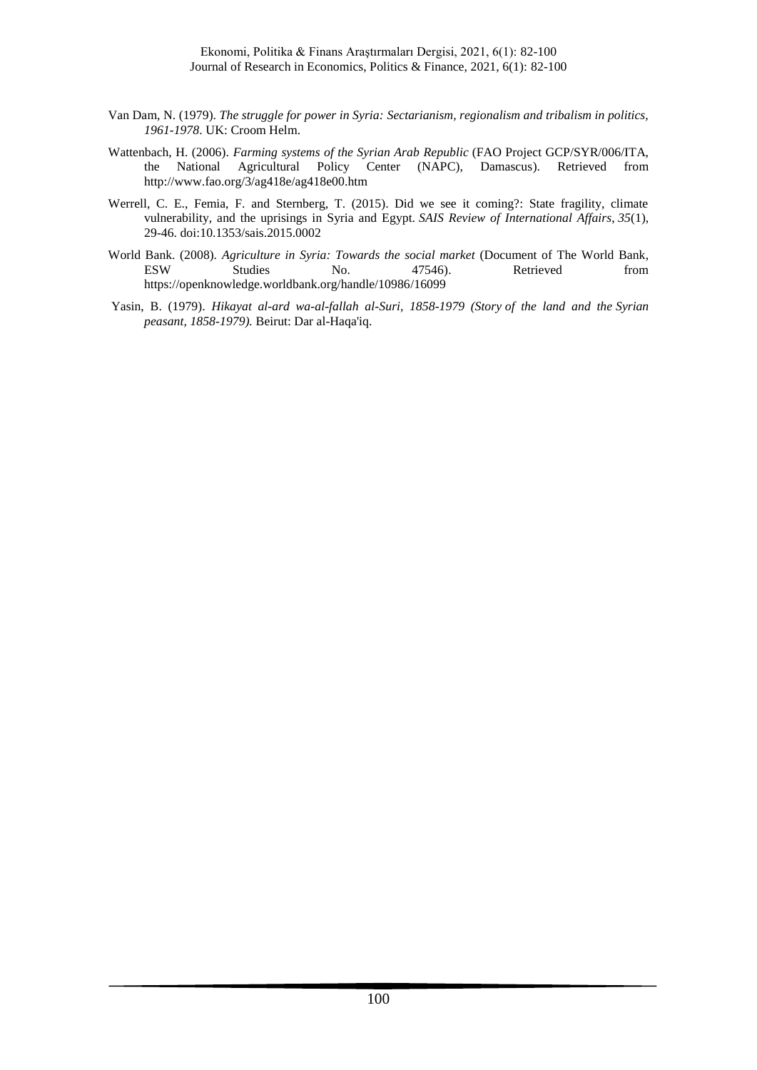Van Dam, N. (1979). *The struggle for power in Syria: Sectarianism, regionalism and tribalism in politics, 1961-1978*. UK: Croom Helm.

Wattenbach, H. (2006). *Farming systems of the Syrian Arab Republic* (FAO Project GCP/SYR/006/ITA, the National Agricultural Policy Center (NAPC), Damascus). Retrieved from http://www.fao.org/3/ag418e/ag418e00.htm

Werrell, C. E., Femia, F. and Sternberg, T. (2015). Did we see it coming?: State fragility, climate vulnerability, and the uprisings in Syria and Egypt. *SAIS Review of International Affairs*, *35*(1), 29-46. doi:10.1353/sais.2015.0002

World Bank. (2008). *Agriculture in Syria: Towards the social market* (Document of The World Bank, ESW Studies No. 47546). Retrieved from https://openknowledge.worldbank.org/handle/10986/16099

Yasin, B. (1979). *Hikayat al-ard wa-al-fallah al-Suri, 1858-1979 (Story of the land and the Syrian peasant, 1858-1979).* Beirut: Dar al-Haqa'iq.